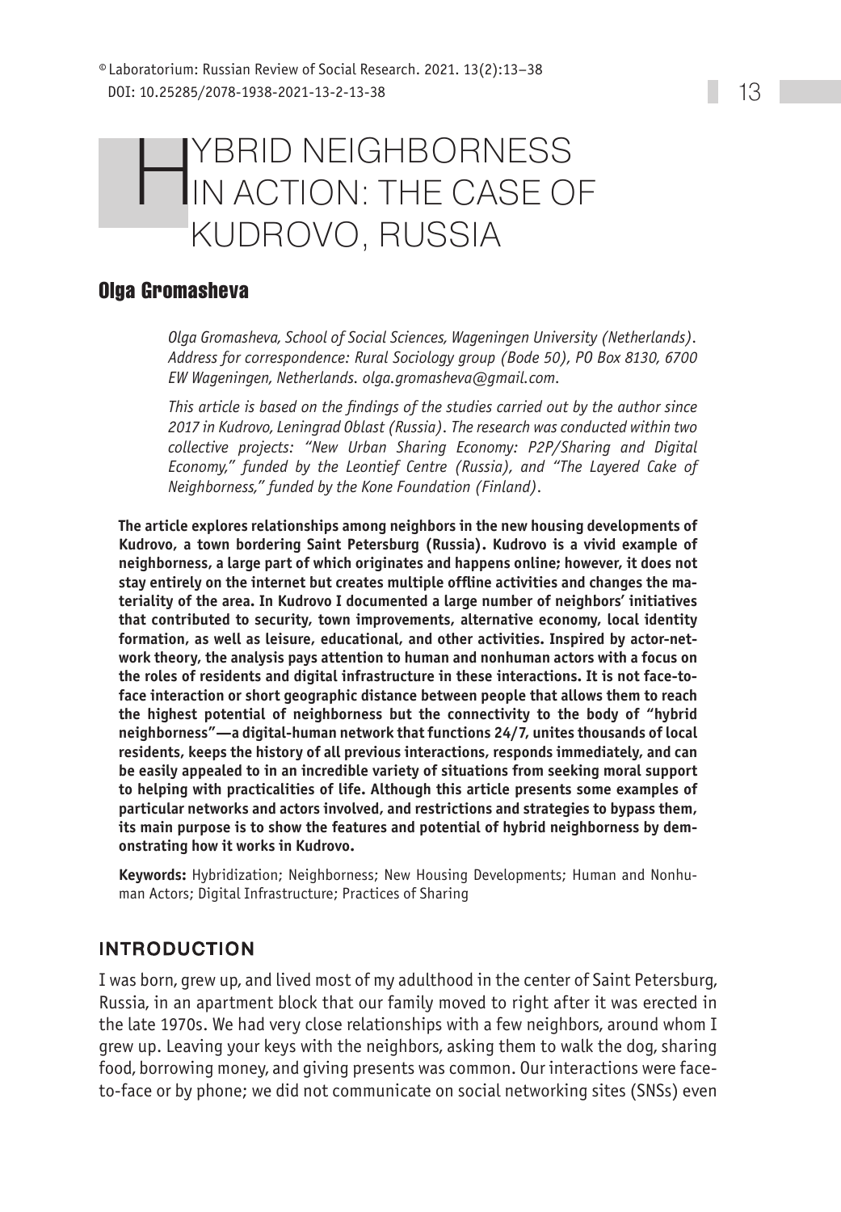# HYBRID NEIGHBORNESS IN ACTION: THE CASE OF KUDROVO, RUSSIA

## Olga Gromasheva

*Olga Gromasheva, School of Social Sciences, Wageningen University (Netherlands). Address for correspondence: Rural Sociology group (Bode 50), PO Box 8130, 6700 EW Wageningen, Netherlands. olga.gromasheva@gmail.com.*

*This article is based on the findings of the studies carried out by the author since 2017 in Kudrovo, Leningrad Oblast (Russia). The research was conducted within two collective projects: "New Urban Sharing Economy: P2P/Sharing and Digital Economy," funded by the Leontief Centre (Russia), and "The Layered Cake of Neighborness," funded by the Kone Foundation (Finland).*

**The article explores relationships among neighbors in the new housing developments of Kudrovo, a town bordering Saint Petersburg (Russia). Kudrovo is a vivid example of neighborness, a large part of which originates and happens online; however, it does not stay entirely on the internet but creates multiple offline activities and changes the materiality of the area. In Kudrovo I documented a large number of neighbors' initiatives that contributed to security, town improvements, alternative economy, local identity formation, as well as leisure, educational, and other activities. Inspired by actor-network theory, the analysis pays attention to human and nonhuman actors with a focus on the roles of residents and digital infrastructure in these interactions. It is not face-to-face interaction or short geographic distance between people that allows them to reach the highest potential of neighborness but the connectivity to the body of "hybrid neighborness"—a digital-human network that functions 24/7, unites thousands of local residents, keeps the history of all previous interactions, responds immediately, and can be easily appealed to in an incredible variety of situations from seeking moral support to helping with practicalities of life. Although this article presents some examples of particular networks and actors involved, and restrictions and strategies to bypass them, its main purpose is to show the features and potential of hybrid neighborness by demonstrating how it works in Kudrovo.**

**Keywords:** Hybridization; Neighborness; New Housing Developments; Human and Nonhuman Actors; Digital Infrastructure; Practices of Sharing

## INTRODUCTION

I was born, grew up, and lived most of my adulthood in the center of Saint Petersburg, Russia, in an apartment block that our family moved to right after it was erected in the late 1970s. We had very close relationships with a few neighbors, around whom I grew up. Leaving your keys with the neighbors, asking them to walk the dog, sharing food, borrowing money, and giving presents was common. Our interactions were face-to-face or by phone; we did not communicate on social networking sites (SNSs) even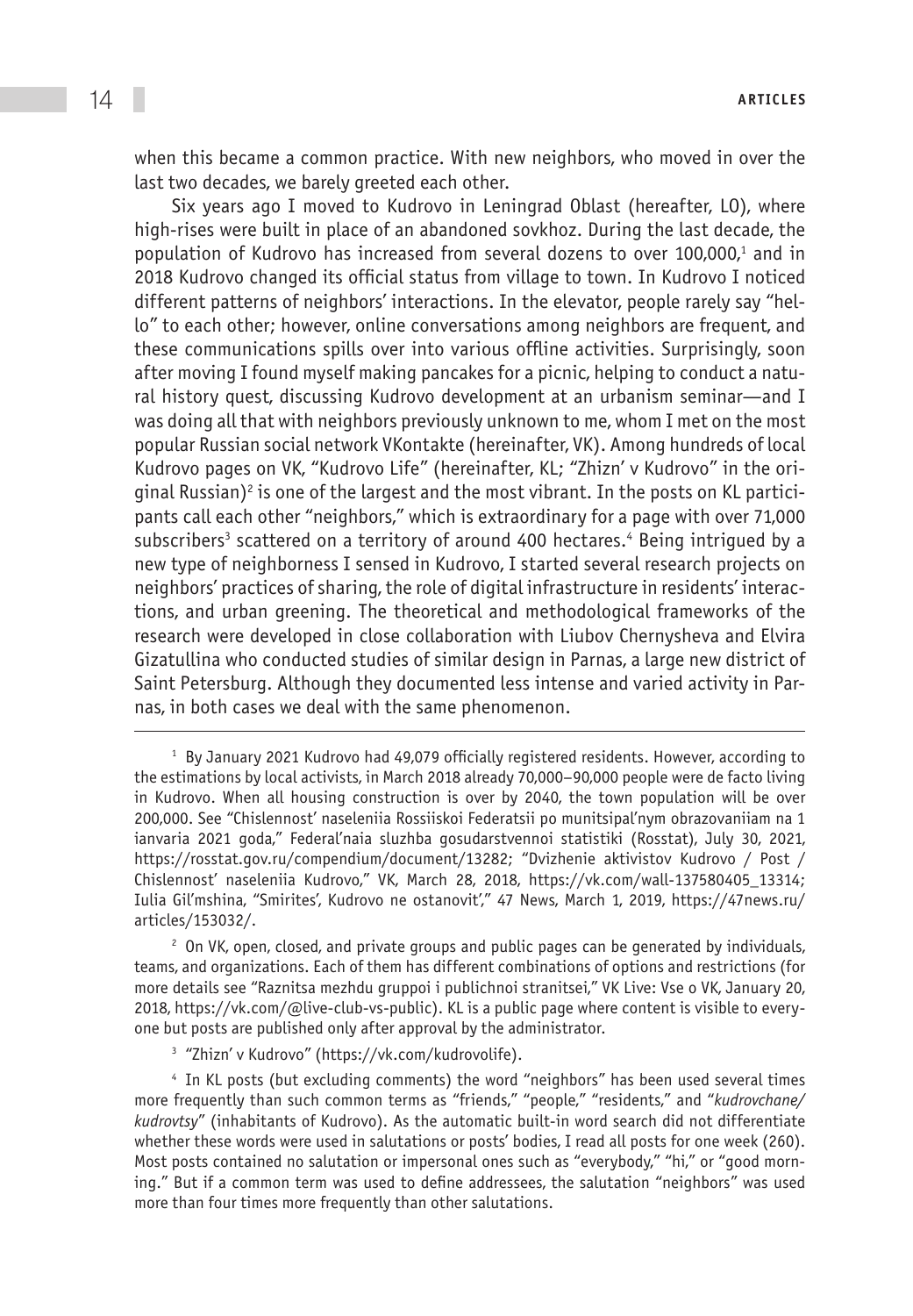when this became a common practice. With new neighbors, who moved in over the last two decades, we barely greeted each other.

Six years ago I moved to Kudrovo in Leningrad Oblast (hereafter, LO), where high-rises were built in place of an abandoned sovkhoz. During the last decade, the population of Kudrovo has increased from several dozens to over 100,000,[1] and in 2018 Kudrovo changed its official status from village to town. In Kudrovo I noticed different patterns of neighbors' interactions. In the elevator, people rarely say "hello" to each other; however, online conversations among neighbors are frequent, and these communications spills over into various offline activities. Surprisingly, soon after moving I found myself making pancakes for a picnic, helping to conduct a natural history quest, discussing Kudrovo development at an urbanism seminar—and I was doing all that with neighbors previously unknown to me, whom I met on the most popular Russian social network VKontakte (hereinafter, VK). Among hundreds of local Kudrovo pages on VK, "Kudrovo Life" (hereinafter, KL; "Zhizn' v Kudrovo" in the original Russian)[2] is one of the largest and the most vibrant. In the posts on KL participants call each other "neighbors," which is extraordinary for a page with over 71,000 subscribers[3] scattered on a territory of around 400 hectares.[4] Being intrigued by a new type of neighborness I sensed in Kudrovo, I started several research projects on neighbors' practices of sharing, the role of digital infrastructure in residents' interactions, and urban greening. The theoretical and methodological frameworks of the research were developed in close collaboration with Liubov Chernysheva and Elvira Gizatullina who conducted studies of similar design in Parnas, a large new district of Saint Petersburg. Although they documented less intense and varied activity in Parnas, in both cases we deal with the same phenomenon.

---

[1] By January 2021 Kudrovo had 49,079 officially registered residents. However, according to the estimations by local activists, in March 2018 already 70,000–90,000 people were de facto living in Kudrovo. When all housing construction is over by 2040, the town population will be over 200,000. See "Chislennost' naseleniia Rossiiskoi Federatsii po munitsipal'nym obrazovaniiam na 1 ianvaria 2021 goda," Federal'naia sluzhba gosudarstvennoi statistiki (Rosstat), July 30, 2021, https://rosstat.gov.ru/compendium/document/13282; "Dvizhenie aktivistov Kudrovo / Post / Chislennost' naseleniia Kudrovo," VK, March 28, 2018, https://vk.com/wall-137580405_13314; Iulia Gil'mshina, "Smirites', Kudrovo ne ostanovit'," 47 News, March 1, 2019, https://47news.ru/articles/153032/.

[2] On VK, open, closed, and private groups and public pages can be generated by individuals, teams, and organizations. Each of them has different combinations of options and restrictions (for more details see "Raznitsa mezhdu gruppoi i publichnoi stranitsei," VK Live: Vse o VK, January 20, 2018, https://vk.com/@live-club-vs-public). KL is a public page where content is visible to everyone but posts are published only after approval by the administrator.

[3] "Zhizn' v Kudrovo" (https://vk.com/kudrovolife).

[4] In KL posts (but excluding comments) the word "neighbors" has been used several times more frequently than such common terms as "friends," "people," "residents," and "*kudrovchane/kudrovtsy*" (inhabitants of Kudrovo). As the automatic built-in word search did not differentiate whether these words were used in salutations or posts' bodies, I read all posts for one week (260). Most posts contained no salutation or impersonal ones such as "everybody," "hi," or "good morning." But if a common term was used to define addressees, the salutation "neighbors" was used more than four times more frequently than other salutations.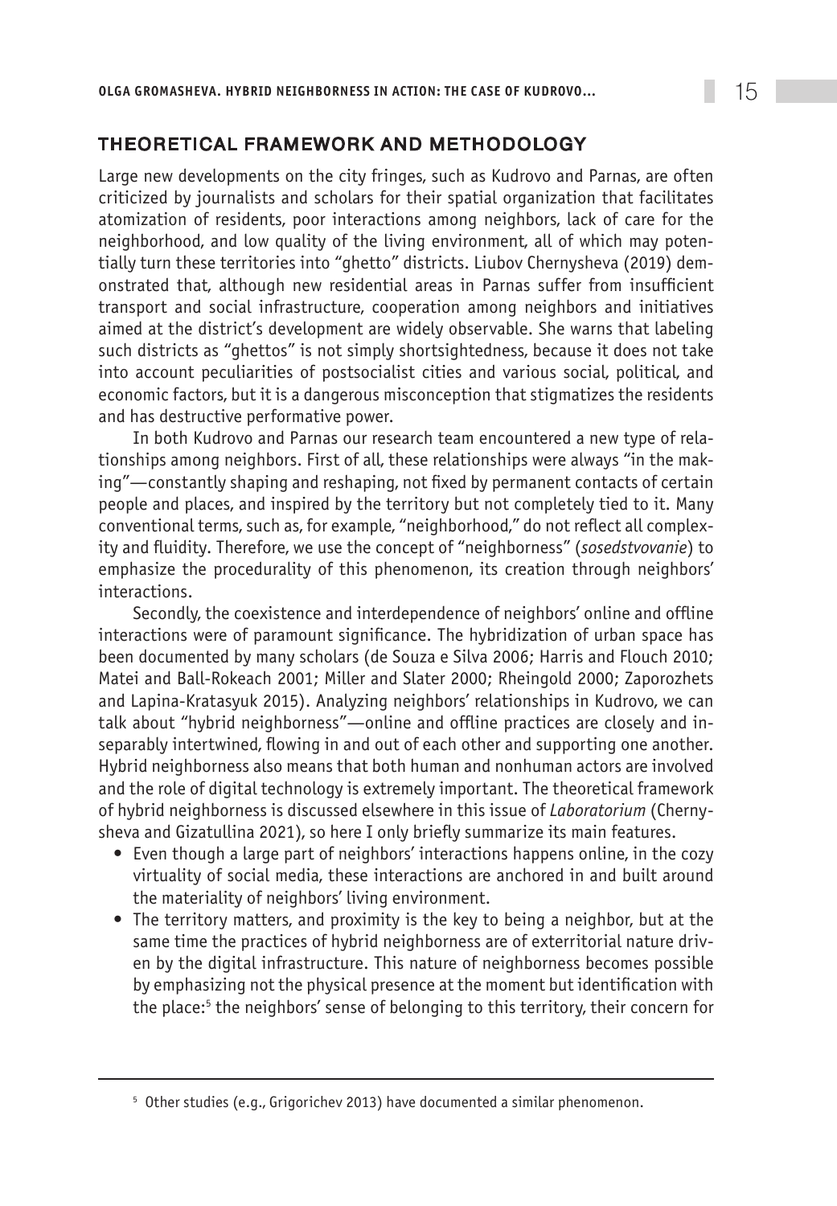## THEORETICAL FRAMEWORK AND METHODOLOGY

Large new developments on the city fringes, such as Kudrovo and Parnas, are often criticized by journalists and scholars for their spatial organization that facilitates atomization of residents, poor interactions among neighbors, lack of care for the neighborhood, and low quality of the living environment, all of which may potentially turn these territories into "ghetto" districts. Liubov Chernysheva (2019) demonstrated that, although new residential areas in Parnas suffer from insufficient transport and social infrastructure, cooperation among neighbors and initiatives aimed at the district's development are widely observable. She warns that labeling such districts as "ghettos" is not simply shortsightedness, because it does not take into account peculiarities of postsocialist cities and various social, political, and economic factors, but it is a dangerous misconception that stigmatizes the residents and has destructive performative power.

In both Kudrovo and Parnas our research team encountered a new type of relationships among neighbors. First of all, these relationships were always "in the making"—constantly shaping and reshaping, not fixed by permanent contacts of certain people and places, and inspired by the territory but not completely tied to it. Many conventional terms, such as, for example, "neighborhood," do not reflect all complexity and fluidity. Therefore, we use the concept of "neighborness" (*sosedstvovanie*) to emphasize the procedurality of this phenomenon, its creation through neighbors' interactions.

Secondly, the coexistence and interdependence of neighbors' online and offline interactions were of paramount significance. The hybridization of urban space has been documented by many scholars (de Souza e Silva 2006; Harris and Flouch 2010; Matei and Ball-Rokeach 2001; Miller and Slater 2000; Rheingold 2000; Zaporozhets and Lapina-Kratasyuk 2015). Analyzing neighbors' relationships in Kudrovo, we can talk about "hybrid neighborness"—online and offline practices are closely and inseparably intertwined, flowing in and out of each other and supporting one another. Hybrid neighborness also means that both human and nonhuman actors are involved and the role of digital technology is extremely important. The theoretical framework of hybrid neighborness is discussed elsewhere in this issue of *Laboratorium* (Chernysheva and Gizatullina 2021), so here I only briefly summarize its main features.

- Even though a large part of neighbors' interactions happens online, in the cozy virtuality of social media, these interactions are anchored in and built around the materiality of neighbors' living environment.
- The territory matters, and proximity is the key to being a neighbor, but at the same time the practices of hybrid neighborness are of exterritorial nature driven by the digital infrastructure. This nature of neighborness becomes possible by emphasizing not the physical presence at the moment but identification with the place:[5] the neighbors' sense of belonging to this territory, their concern for

[5] Other studies (e.g., Grigorichev 2013) have documented a similar phenomenon.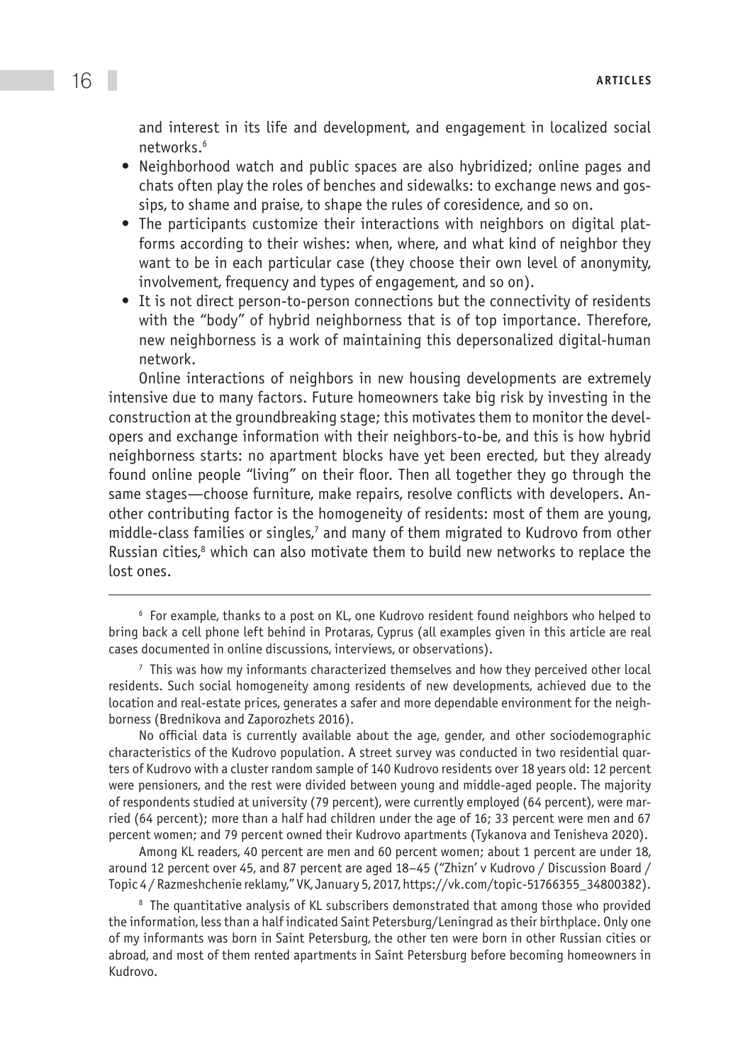and interest in its life and development, and engagement in localized social networks.[6]

- Neighborhood watch and public spaces are also hybridized; online pages and chats often play the roles of benches and sidewalks: to exchange news and gossips, to shame and praise, to shape the rules of coresidence, and so on.
- The participants customize their interactions with neighbors on digital platforms according to their wishes: when, where, and what kind of neighbor they want to be in each particular case (they choose their own level of anonymity, involvement, frequency and types of engagement, and so on).
- It is not direct person-to-person connections but the connectivity of residents with the "body" of hybrid neighborness that is of top importance. Therefore, new neighborness is a work of maintaining this depersonalized digital-human network.

Online interactions of neighbors in new housing developments are extremely intensive due to many factors. Future homeowners take big risk by investing in the construction at the groundbreaking stage; this motivates them to monitor the developers and exchange information with their neighbors-to-be, and this is how hybrid neighborness starts: no apartment blocks have yet been erected, but they already found online people "living" on their floor. Then all together they go through the same stages—choose furniture, make repairs, resolve conflicts with developers. Another contributing factor is the homogeneity of residents: most of them are young, middle-class families or singles,[7] and many of them migrated to Kudrovo from other Russian cities,[8] which can also motivate them to build new networks to replace the lost ones.

---

[6] For example, thanks to a post on KL, one Kudrovo resident found neighbors who helped to bring back a cell phone left behind in Protaras, Cyprus (all examples given in this article are real cases documented in online discussions, interviews, or observations).

[7] This was how my informants characterized themselves and how they perceived other local residents. Such social homogeneity among residents of new developments, achieved due to the location and real-estate prices, generates a safer and more dependable environment for the neighborness (Brednikova and Zaporozhets 2016).

No official data is currently available about the age, gender, and other sociodemographic characteristics of the Kudrovo population. A street survey was conducted in two residential quarters of Kudrovo with a cluster random sample of 140 Kudrovo residents over 18 years old: 12 percent were pensioners, and the rest were divided between young and middle-aged people. The majority of respondents studied at university (79 percent), were currently employed (64 percent), were married (64 percent); more than a half had children under the age of 16; 33 percent were men and 67 percent women; and 79 percent owned their Kudrovo apartments (Tykanova and Tenisheva 2020).

Among KL readers, 40 percent are men and 60 percent women; about 1 percent are under 18, around 12 percent over 45, and 87 percent are aged 18–45 ("Zhizn' v Kudrovo / Discussion Board / Topic 4 / Razmeshchenie reklamy," VK, January 5, 2017, https://vk.com/topic-51766355_34800382).

[8] The quantitative analysis of KL subscribers demonstrated that among those who provided the information, less than a half indicated Saint Petersburg/Leningrad as their birthplace. Only one of my informants was born in Saint Petersburg, the other ten were born in other Russian cities or abroad, and most of them rented apartments in Saint Petersburg before becoming homeowners in Kudrovo.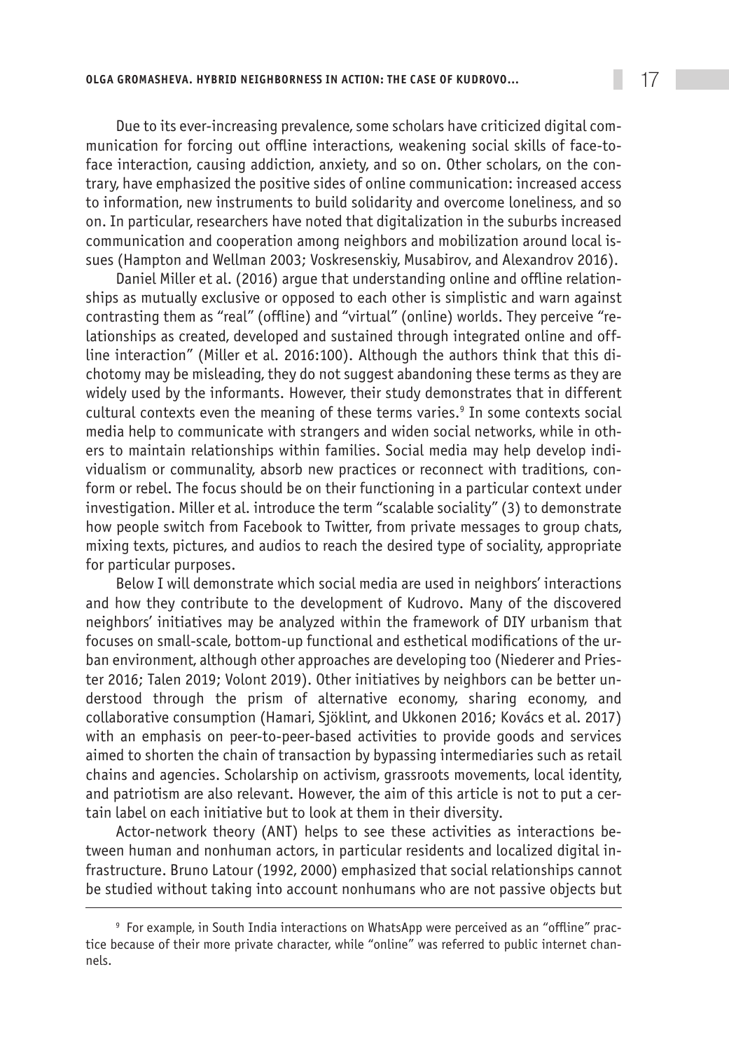Due to its ever-increasing prevalence, some scholars have criticized digital communication for forcing out offline interactions, weakening social skills of face-to-face interaction, causing addiction, anxiety, and so on. Other scholars, on the contrary, have emphasized the positive sides of online communication: increased access to information, new instruments to build solidarity and overcome loneliness, and so on. In particular, researchers have noted that digitalization in the suburbs increased communication and cooperation among neighbors and mobilization around local issues (Hampton and Wellman 2003; Voskresenskiy, Musabirov, and Alexandrov 2016).

Daniel Miller et al. (2016) argue that understanding online and offline relationships as mutually exclusive or opposed to each other is simplistic and warn against contrasting them as "real" (offline) and "virtual" (online) worlds. They perceive "relationships as created, developed and sustained through integrated online and offline interaction" (Miller et al. 2016:100). Although the authors think that this dichotomy may be misleading, they do not suggest abandoning these terms as they are widely used by the informants. However, their study demonstrates that in different cultural contexts even the meaning of these terms varies.[9] In some contexts social media help to communicate with strangers and widen social networks, while in others to maintain relationships within families. Social media may help develop individualism or communality, absorb new practices or reconnect with traditions, conform or rebel. The focus should be on their functioning in a particular context under investigation. Miller et al. introduce the term "scalable sociality" (3) to demonstrate how people switch from Facebook to Twitter, from private messages to group chats, mixing texts, pictures, and audios to reach the desired type of sociality, appropriate for particular purposes.

Below I will demonstrate which social media are used in neighbors' interactions and how they contribute to the development of Kudrovo. Many of the discovered neighbors' initiatives may be analyzed within the framework of DIY urbanism that focuses on small-scale, bottom-up functional and esthetical modifications of the urban environment, although other approaches are developing too (Niederer and Priester 2016; Talen 2019; Volont 2019). Other initiatives by neighbors can be better understood through the prism of alternative economy, sharing economy, and collaborative consumption (Hamari, Sjöklint, and Ukkonen 2016; Kovács et al. 2017) with an emphasis on peer-to-peer-based activities to provide goods and services aimed to shorten the chain of transaction by bypassing intermediaries such as retail chains and agencies. Scholarship on activism, grassroots movements, local identity, and patriotism are also relevant. However, the aim of this article is not to put a certain label on each initiative but to look at them in their diversity.

Actor-network theory (ANT) helps to see these activities as interactions between human and nonhuman actors, in particular residents and localized digital infrastructure. Bruno Latour (1992, 2000) emphasized that social relationships cannot be studied without taking into account nonhumans who are not passive objects but

---

[9] For example, in South India interactions on WhatsApp were perceived as an "offline" practice because of their more private character, while "online" was referred to public internet channels.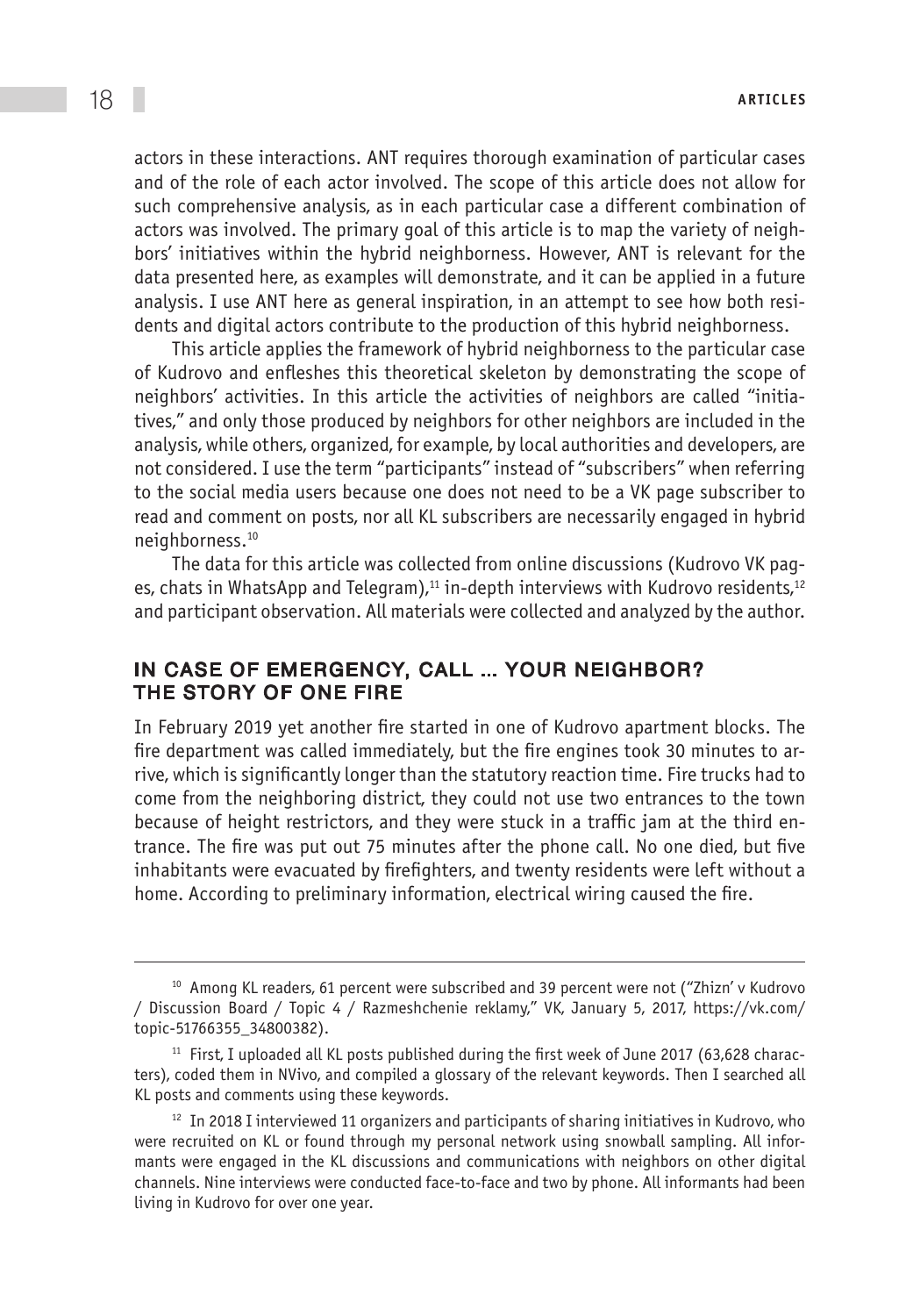actors in these interactions. ANT requires thorough examination of particular cases and of the role of each actor involved. The scope of this article does not allow for such comprehensive analysis, as in each particular case a different combination of actors was involved. The primary goal of this article is to map the variety of neighbors' initiatives within the hybrid neighborness. However, ANT is relevant for the data presented here, as examples will demonstrate, and it can be applied in a future analysis. I use ANT here as general inspiration, in an attempt to see how both residents and digital actors contribute to the production of this hybrid neighborness.

This article applies the framework of hybrid neighborness to the particular case of Kudrovo and enfleshes this theoretical skeleton by demonstrating the scope of neighbors' activities. In this article the activities of neighbors are called "initiatives," and only those produced by neighbors for other neighbors are included in the analysis, while others, organized, for example, by local authorities and developers, are not considered. I use the term "participants" instead of "subscribers" when referring to the social media users because one does not need to be a VK page subscriber to read and comment on posts, nor all KL subscribers are necessarily engaged in hybrid neighborness.[10]

The data for this article was collected from online discussions (Kudrovo VK pages, chats in WhatsApp and Telegram),[11] in-depth interviews with Kudrovo residents,[12] and participant observation. All materials were collected and analyzed by the author.

## IN CASE OF EMERGENCY, CALL ... YOUR NEIGHBOR? THE STORY OF ONE FIRE

In February 2019 yet another fire started in one of Kudrovo apartment blocks. The fire department was called immediately, but the fire engines took 30 minutes to arrive, which is significantly longer than the statutory reaction time. Fire trucks had to come from the neighboring district, they could not use two entrances to the town because of height restrictors, and they were stuck in a traffic jam at the third entrance. The fire was put out 75 minutes after the phone call. No one died, but five inhabitants were evacuated by firefighters, and twenty residents were left without a home. According to preliminary information, electrical wiring caused the fire.

---

[10] Among KL readers, 61 percent were subscribed and 39 percent were not ("Zhizn' v Kudrovo / Discussion Board / Topic 4 / Razmeshchenie reklamy," VK, January 5, 2017, https://vk.com/topic-51766355_34800382).

[11] First, I uploaded all KL posts published during the first week of June 2017 (63,628 characters), coded them in NVivo, and compiled a glossary of the relevant keywords. Then I searched all KL posts and comments using these keywords.

[12] In 2018 I interviewed 11 organizers and participants of sharing initiatives in Kudrovo, who were recruited on KL or found through my personal network using snowball sampling. All informants were engaged in the KL discussions and communications with neighbors on other digital channels. Nine interviews were conducted face-to-face and two by phone. All informants had been living in Kudrovo for over one year.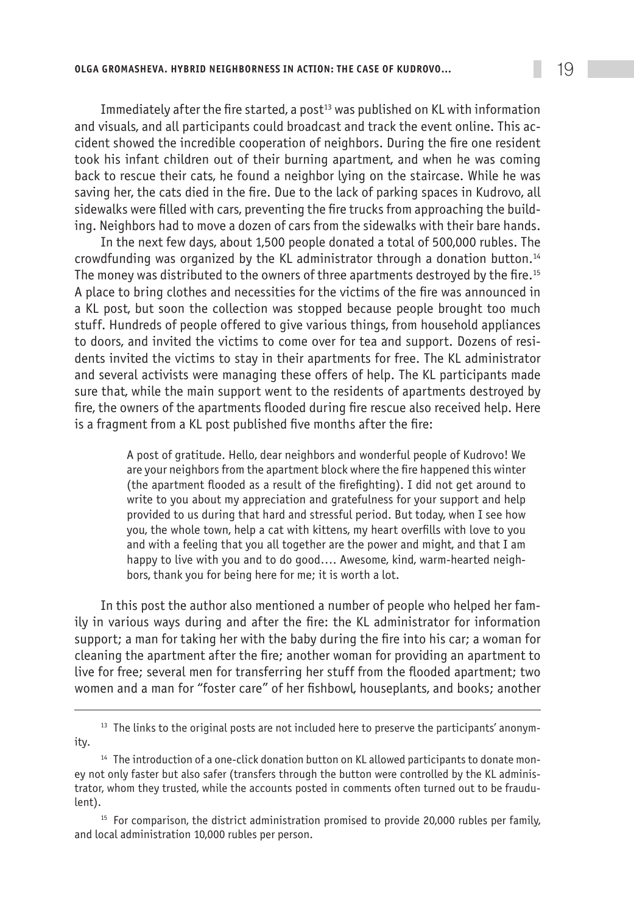Immediately after the fire started, a post[13] was published on KL with information and visuals, and all participants could broadcast and track the event online. This accident showed the incredible cooperation of neighbors. During the fire one resident took his infant children out of their burning apartment, and when he was coming back to rescue their cats, he found a neighbor lying on the staircase. While he was saving her, the cats died in the fire. Due to the lack of parking spaces in Kudrovo, all sidewalks were filled with cars, preventing the fire trucks from approaching the building. Neighbors had to move a dozen of cars from the sidewalks with their bare hands.

In the next few days, about 1,500 people donated a total of 500,000 rubles. The crowdfunding was organized by the KL administrator through a donation button.[14] The money was distributed to the owners of three apartments destroyed by the fire.[15] A place to bring clothes and necessities for the victims of the fire was announced in a KL post, but soon the collection was stopped because people brought too much stuff. Hundreds of people offered to give various things, from household appliances to doors, and invited the victims to come over for tea and support. Dozens of residents invited the victims to stay in their apartments for free. The KL administrator and several activists were managing these offers of help. The KL participants made sure that, while the main support went to the residents of apartments destroyed by fire, the owners of the apartments flooded during fire rescue also received help. Here is a fragment from a KL post published five months after the fire:

> A post of gratitude. Hello, dear neighbors and wonderful people of Kudrovo! We are your neighbors from the apartment block where the fire happened this winter (the apartment flooded as a result of the firefighting). I did not get around to write to you about my appreciation and gratefulness for your support and help provided to us during that hard and stressful period. But today, when I see how you, the whole town, help a cat with kittens, my heart overfills with love to you and with a feeling that you all together are the power and might, and that I am happy to live with you and to do good…. Awesome, kind, warm-hearted neighbors, thank you for being here for me; it is worth a lot.

In this post the author also mentioned a number of people who helped her family in various ways during and after the fire: the KL administrator for information support; a man for taking her with the baby during the fire into his car; a woman for cleaning the apartment after the fire; another woman for providing an apartment to live for free; several men for transferring her stuff from the flooded apartment; two women and a man for "foster care" of her fishbowl, houseplants, and books; another

---

[13] The links to the original posts are not included here to preserve the participants' anonymity.

[14] The introduction of a one-click donation button on KL allowed participants to donate money not only faster but also safer (transfers through the button were controlled by the KL administrator, whom they trusted, while the accounts posted in comments often turned out to be fraudulent).

[15] For comparison, the district administration promised to provide 20,000 rubles per family, and local administration 10,000 rubles per person.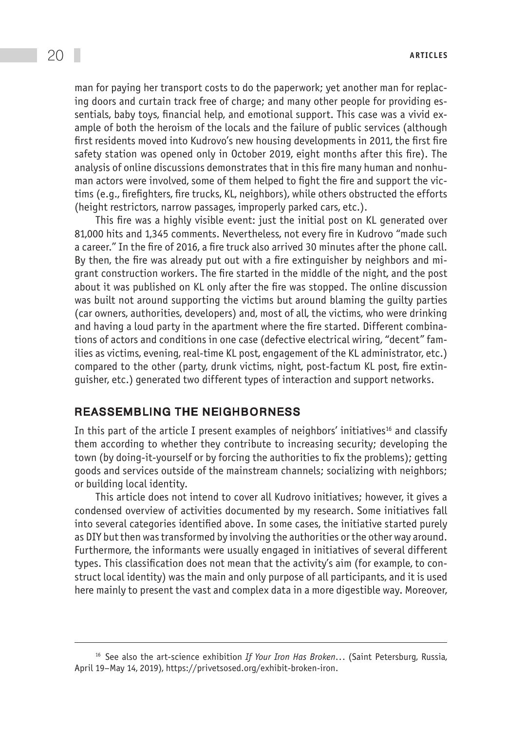man for paying her transport costs to do the paperwork; yet another man for replacing doors and curtain track free of charge; and many other people for providing essentials, baby toys, financial help, and emotional support. This case was a vivid example of both the heroism of the locals and the failure of public services (although first residents moved into Kudrovo's new housing developments in 2011, the first fire safety station was opened only in October 2019, eight months after this fire). The analysis of online discussions demonstrates that in this fire many human and nonhuman actors were involved, some of them helped to fight the fire and support the victims (e.g., firefighters, fire trucks, KL, neighbors), while others obstructed the efforts (height restrictors, narrow passages, improperly parked cars, etc.).

This fire was a highly visible event: just the initial post on KL generated over 81,000 hits and 1,345 comments. Nevertheless, not every fire in Kudrovo "made such a career." In the fire of 2016, a fire truck also arrived 30 minutes after the phone call. By then, the fire was already put out with a fire extinguisher by neighbors and migrant construction workers. The fire started in the middle of the night, and the post about it was published on KL only after the fire was stopped. The online discussion was built not around supporting the victims but around blaming the guilty parties (car owners, authorities, developers) and, most of all, the victims, who were drinking and having a loud party in the apartment where the fire started. Different combinations of actors and conditions in one case (defective electrical wiring, "decent" families as victims, evening, real-time KL post, engagement of the KL administrator, etc.) compared to the other (party, drunk victims, night, post-factum KL post, fire extinguisher, etc.) generated two different types of interaction and support networks.

## REASSEMBLING THE NEIGHBORNESS

In this part of the article I present examples of neighbors' initiatives[16] and classify them according to whether they contribute to increasing security; developing the town (by doing-it-yourself or by forcing the authorities to fix the problems); getting goods and services outside of the mainstream channels; socializing with neighbors; or building local identity.

This article does not intend to cover all Kudrovo initiatives; however, it gives a condensed overview of activities documented by my research. Some initiatives fall into several categories identified above. In some cases, the initiative started purely as DIY but then was transformed by involving the authorities or the other way around. Furthermore, the informants were usually engaged in initiatives of several different types. This classification does not mean that the activity's aim (for example, to construct local identity) was the main and only purpose of all participants, and it is used here mainly to present the vast and complex data in a more digestible way. Moreover,

[16] See also the art-science exhibition *If Your Iron Has Broken*… (Saint Petersburg, Russia, April 19–May 14, 2019), https://privetsosed.org/exhibit-broken-iron.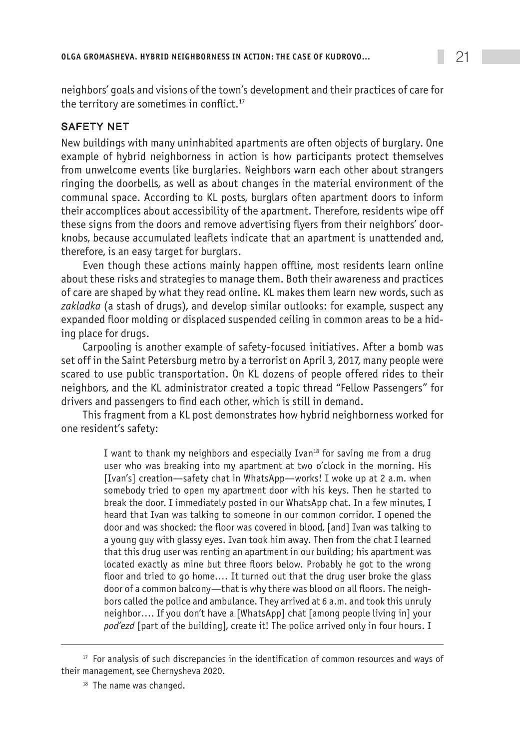neighbors' goals and visions of the town's development and their practices of care for the territory are sometimes in conflict.[17]

## SAFETY NET

New buildings with many uninhabited apartments are often objects of burglary. One example of hybrid neighborness in action is how participants protect themselves from unwelcome events like burglaries. Neighbors warn each other about strangers ringing the doorbells, as well as about changes in the material environment of the communal space. According to KL posts, burglars often apartment doors to inform their accomplices about accessibility of the apartment. Therefore, residents wipe off these signs from the doors and remove advertising flyers from their neighbors' doorknobs, because accumulated leaflets indicate that an apartment is unattended and, therefore, is an easy target for burglars.

Even though these actions mainly happen offline, most residents learn online about these risks and strategies to manage them. Both their awareness and practices of care are shaped by what they read online. KL makes them learn new words, such as *zakladka* (a stash of drugs), and develop similar outlooks: for example, suspect any expanded floor molding or displaced suspended ceiling in common areas to be a hiding place for drugs.

Carpooling is another example of safety-focused initiatives. After a bomb was set off in the Saint Petersburg metro by a terrorist on April 3, 2017, many people were scared to use public transportation. On KL dozens of people offered rides to their neighbors, and the KL administrator created a topic thread "Fellow Passengers" for drivers and passengers to find each other, which is still in demand.

This fragment from a KL post demonstrates how hybrid neighborness worked for one resident's safety:

> I want to thank my neighbors and especially Ivan[18] for saving me from a drug user who was breaking into my apartment at two o'clock in the morning. His [Ivan's] creation—safety chat in WhatsApp—works! I woke up at 2 a.m. when somebody tried to open my apartment door with his keys. Then he started to break the door. I immediately posted in our WhatsApp chat. In a few minutes, I heard that Ivan was talking to someone in our common corridor. I opened the door and was shocked: the floor was covered in blood, [and] Ivan was talking to a young guy with glassy eyes. Ivan took him away. Then from the chat I learned that this drug user was renting an apartment in our building; his apartment was located exactly as mine but three floors below. Probably he got to the wrong floor and tried to go home.… It turned out that the drug user broke the glass door of a common balcony—that is why there was blood on all floors. The neighbors called the police and ambulance. They arrived at 6 a.m. and took this unruly neighbor.… If you don't have a [WhatsApp] chat [among people living in] your *pod'ezd* [part of the building], create it! The police arrived only in four hours. I

---

[17] For analysis of such discrepancies in the identification of common resources and ways of their management, see Chernysheva 2020.

[18] The name was changed.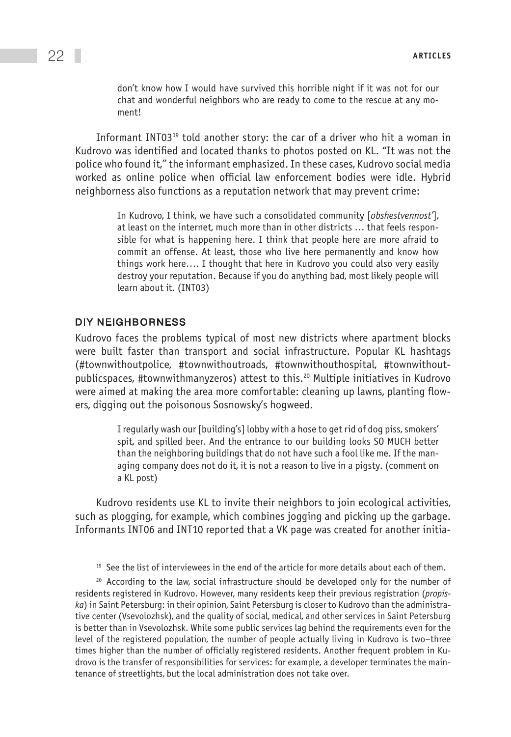> don't know how I would have survived this horrible night if it was not for our chat and wonderful neighbors who are ready to come to the rescue at any moment!

Informant INT03[19] told another story: the car of a driver who hit a woman in Kudrovo was identified and located thanks to photos posted on KL. "It was not the police who found it," the informant emphasized. In these cases, Kudrovo social media worked as online police when official law enforcement bodies were idle. Hybrid neighborness also functions as a reputation network that may prevent crime:

> In Kudrovo, I think, we have such a consolidated community [*obshestvennost'*], at least on the internet, much more than in other districts … that feels responsible for what is happening here. I think that people here are more afraid to commit an offense. At least, those who live here permanently and know how things work here…. I thought that here in Kudrovo you could also very easily destroy your reputation. Because if you do anything bad, most likely people will learn about it. (INT03)

## DIY NEIGHBORNESS

Kudrovo faces the problems typical of most new districts where apartment blocks were built faster than transport and social infrastructure. Popular KL hashtags (#townwithoutpolice, #townwithoutroads, #townwithouthospital, #townwithoutpublicspaces, #townwithmanyzeros) attest to this.[20] Multiple initiatives in Kudrovo were aimed at making the area more comfortable: cleaning up lawns, planting flowers, digging out the poisonous Sosnowsky's hogweed.

> I regularly wash our [building's] lobby with a hose to get rid of dog piss, smokers' spit, and spilled beer. And the entrance to our building looks SO MUCH better than the neighboring buildings that do not have such a fool like me. If the managing company does not do it, it is not a reason to live in a pigsty. (comment on a KL post)

Kudrovo residents use KL to invite their neighbors to join ecological activities, such as plogging, for example, which combines jogging and picking up the garbage. Informants INT06 and INT10 reported that a VK page was created for another initia-

---

[19] See the list of interviewees in the end of the article for more details about each of them.

[20] According to the law, social infrastructure should be developed only for the number of residents registered in Kudrovo. However, many residents keep their previous registration (*propiska*) in Saint Petersburg: in their opinion, Saint Petersburg is closer to Kudrovo than the administrative center (Vsevolozhsk), and the quality of social, medical, and other services in Saint Petersburg is better than in Vsevolozhsk. While some public services lag behind the requirements even for the level of the registered population, the number of people actually living in Kudrovo is two–three times higher than the number of officially registered residents. Another frequent problem in Kudrovo is the transfer of responsibilities for services: for example, a developer terminates the maintenance of streetlights, but the local administration does not take over.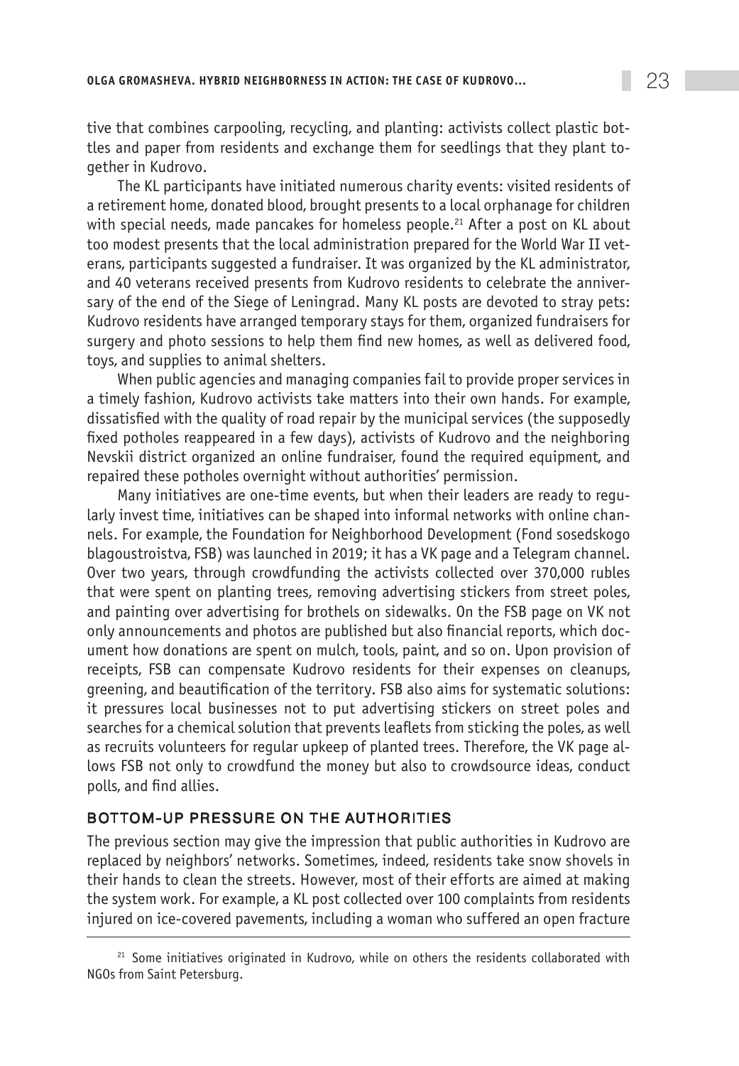tive that combines carpooling, recycling, and planting: activists collect plastic bottles and paper from residents and exchange them for seedlings that they plant together in Kudrovo.

The KL participants have initiated numerous charity events: visited residents of a retirement home, donated blood, brought presents to a local orphanage for children with special needs, made pancakes for homeless people.[21] After a post on KL about too modest presents that the local administration prepared for the World War II veterans, participants suggested a fundraiser. It was organized by the KL administrator, and 40 veterans received presents from Kudrovo residents to celebrate the anniversary of the end of the Siege of Leningrad. Many KL posts are devoted to stray pets: Kudrovo residents have arranged temporary stays for them, organized fundraisers for surgery and photo sessions to help them find new homes, as well as delivered food, toys, and supplies to animal shelters.

When public agencies and managing companies fail to provide proper services in a timely fashion, Kudrovo activists take matters into their own hands. For example, dissatisfied with the quality of road repair by the municipal services (the supposedly fixed potholes reappeared in a few days), activists of Kudrovo and the neighboring Nevskii district organized an online fundraiser, found the required equipment, and repaired these potholes overnight without authorities' permission.

Many initiatives are one-time events, but when their leaders are ready to regularly invest time, initiatives can be shaped into informal networks with online channels. For example, the Foundation for Neighborhood Development (Fond sosedskogo blagoustroistva, FSB) was launched in 2019; it has a VK page and a Telegram channel. Over two years, through crowdfunding the activists collected over 370,000 rubles that were spent on planting trees, removing advertising stickers from street poles, and painting over advertising for brothels on sidewalks. On the FSB page on VK not only announcements and photos are published but also financial reports, which document how donations are spent on mulch, tools, paint, and so on. Upon provision of receipts, FSB can compensate Kudrovo residents for their expenses on cleanups, greening, and beautification of the territory. FSB also aims for systematic solutions: it pressures local businesses not to put advertising stickers on street poles and searches for a chemical solution that prevents leaflets from sticking the poles, as well as recruits volunteers for regular upkeep of planted trees. Therefore, the VK page allows FSB not only to crowdfund the money but also to crowdsource ideas, conduct polls, and find allies.

## BOTTOM-UP PRESSURE ON THE AUTHORITIES

The previous section may give the impression that public authorities in Kudrovo are replaced by neighbors' networks. Sometimes, indeed, residents take snow shovels in their hands to clean the streets. However, most of their efforts are aimed at making the system work. For example, a KL post collected over 100 complaints from residents injured on ice-covered pavements, including a woman who suffered an open fracture

[21] Some initiatives originated in Kudrovo, while on others the residents collaborated with NGOs from Saint Petersburg.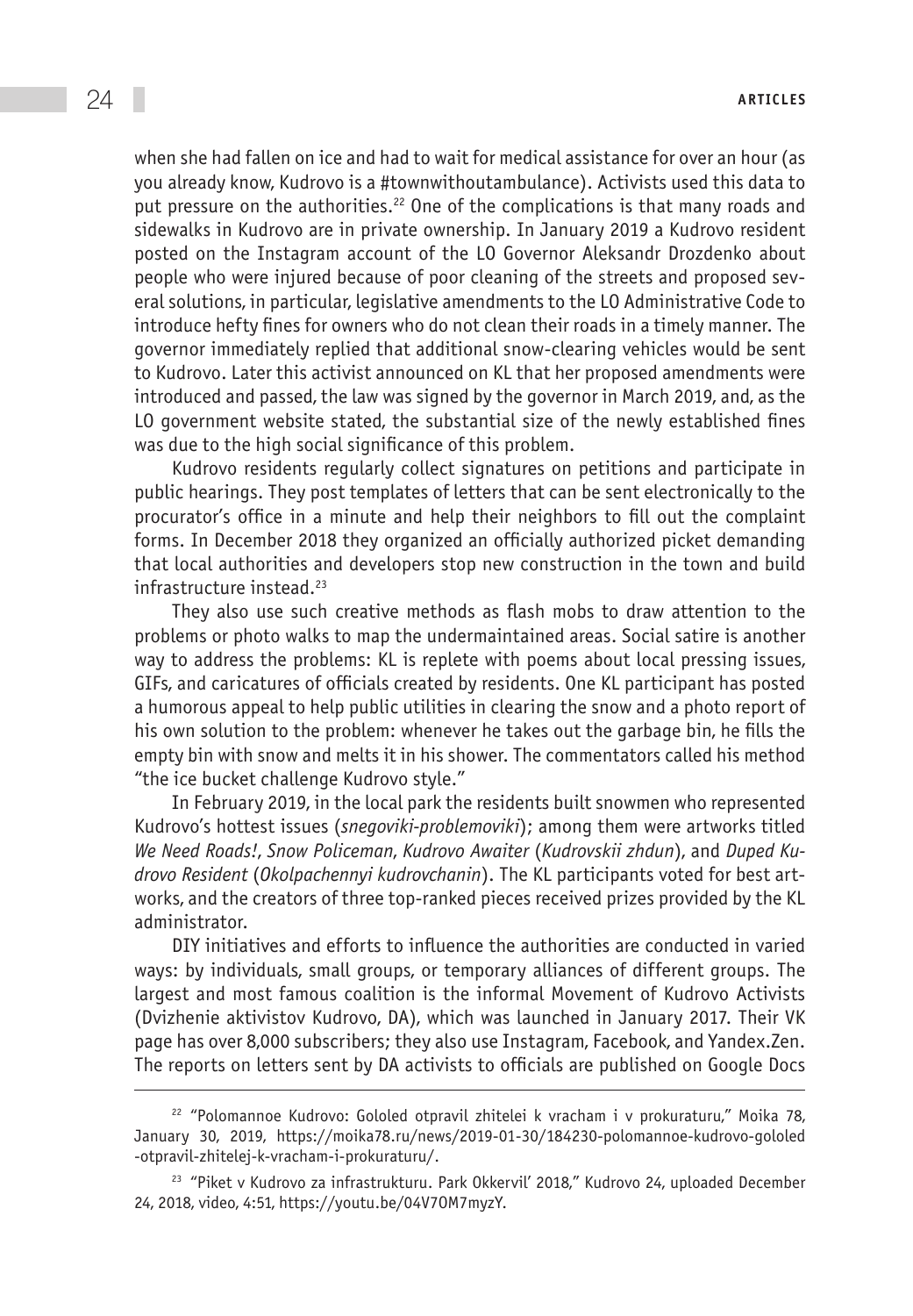when she had fallen on ice and had to wait for medical assistance for over an hour (as you already know, Kudrovo is a #townwithoutambulance). Activists used this data to put pressure on the authorities.[22] One of the complications is that many roads and sidewalks in Kudrovo are in private ownership. In January 2019 a Kudrovo resident posted on the Instagram account of the LO Governor Aleksandr Drozdenko about people who were injured because of poor cleaning of the streets and proposed several solutions, in particular, legislative amendments to the LO Administrative Code to introduce hefty fines for owners who do not clean their roads in a timely manner. The governor immediately replied that additional snow-clearing vehicles would be sent to Kudrovo. Later this activist announced on KL that her proposed amendments were introduced and passed, the law was signed by the governor in March 2019, and, as the LO government website stated, the substantial size of the newly established fines was due to the high social significance of this problem.

Kudrovo residents regularly collect signatures on petitions and participate in public hearings. They post templates of letters that can be sent electronically to the procurator's office in a minute and help their neighbors to fill out the complaint forms. In December 2018 they organized an officially authorized picket demanding that local authorities and developers stop new construction in the town and build infrastructure instead.[23]

They also use such creative methods as flash mobs to draw attention to the problems or photo walks to map the undermaintained areas. Social satire is another way to address the problems: KL is replete with poems about local pressing issues, GIFs, and caricatures of officials created by residents. One KL participant has posted a humorous appeal to help public utilities in clearing the snow and a photo report of his own solution to the problem: whenever he takes out the garbage bin, he fills the empty bin with snow and melts it in his shower. The commentators called his method "the ice bucket challenge Kudrovo style."

In February 2019, in the local park the residents built snowmen who represented Kudrovo's hottest issues (*snegoviki-problemoviki*); among them were artworks titled *We Need Roads!*, *Snow Policeman*, *Kudrovo Awaiter* (*Kudrovskii zhdun*), and *Duped Kudrovo Resident* (*Okolpachennyi kudrovchanin*). The KL participants voted for best artworks, and the creators of three top-ranked pieces received prizes provided by the KL administrator.

DIY initiatives and efforts to influence the authorities are conducted in varied ways: by individuals, small groups, or temporary alliances of different groups. The largest and most famous coalition is the informal Movement of Kudrovo Activists (Dvizhenie aktivistov Kudrovo, DA), which was launched in January 2017. Their VK page has over 8,000 subscribers; they also use Instagram, Facebook, and Yandex.Zen. The reports on letters sent by DA activists to officials are published on Google Docs

---

[22] "Polomannoe Kudrovo: Gololed otpravil zhitelei k vracham i v prokuraturu," Moika 78, January 30, 2019, https://moika78.ru/news/2019-01-30/184230-polomannoe-kudrovo-gololed-otpravil-zhitelej-k-vracham-i-prokuraturu/.

[23] "Piket v Kudrovo za infrastrukturu. Park Okkervil' 2018," Kudrovo 24, uploaded December 24, 2018, video, 4:51, https://youtu.be/04V7OM7myzY.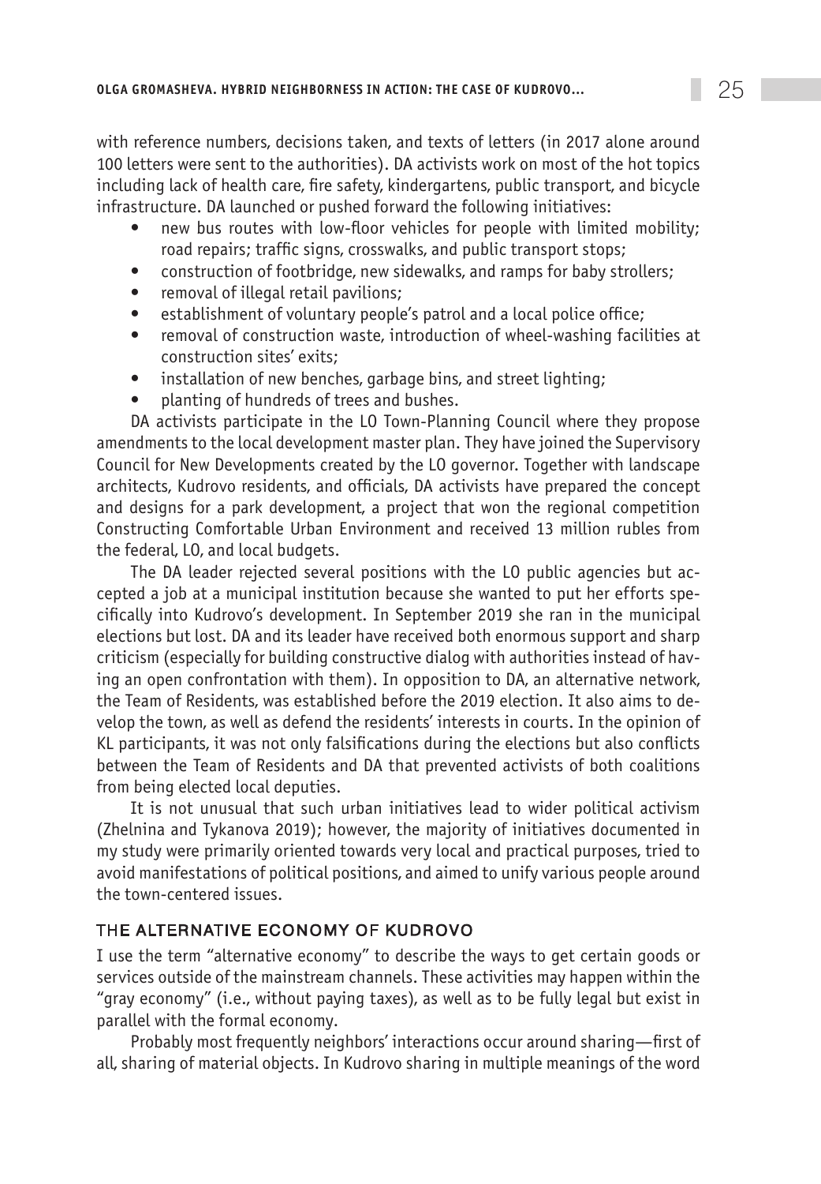with reference numbers, decisions taken, and texts of letters (in 2017 alone around 100 letters were sent to the authorities). DA activists work on most of the hot topics including lack of health care, fire safety, kindergartens, public transport, and bicycle infrastructure. DA launched or pushed forward the following initiatives:

- new bus routes with low-floor vehicles for people with limited mobility; road repairs; traffic signs, crosswalks, and public transport stops;
- construction of footbridge, new sidewalks, and ramps for baby strollers;
- removal of illegal retail pavilions;
- establishment of voluntary people's patrol and a local police office;
- removal of construction waste, introduction of wheel-washing facilities at construction sites' exits;
- installation of new benches, garbage bins, and street lighting;
- planting of hundreds of trees and bushes.

DA activists participate in the LO Town-Planning Council where they propose amendments to the local development master plan. They have joined the Supervisory Council for New Developments created by the LO governor. Together with landscape architects, Kudrovo residents, and officials, DA activists have prepared the concept and designs for a park development, a project that won the regional competition Constructing Comfortable Urban Environment and received 13 million rubles from the federal, LO, and local budgets.

The DA leader rejected several positions with the LO public agencies but accepted a job at a municipal institution because she wanted to put her efforts specifically into Kudrovo's development. In September 2019 she ran in the municipal elections but lost. DA and its leader have received both enormous support and sharp criticism (especially for building constructive dialog with authorities instead of having an open confrontation with them). In opposition to DA, an alternative network, the Team of Residents, was established before the 2019 election. It also aims to develop the town, as well as defend the residents' interests in courts. In the opinion of KL participants, it was not only falsifications during the elections but also conflicts between the Team of Residents and DA that prevented activists of both coalitions from being elected local deputies.

It is not unusual that such urban initiatives lead to wider political activism (Zhelnina and Tykanova 2019); however, the majority of initiatives documented in my study were primarily oriented towards very local and practical purposes, tried to avoid manifestations of political positions, and aimed to unify various people around the town-centered issues.

## THE ALTERNATIVE ECONOMY OF KUDROVO

I use the term "alternative economy" to describe the ways to get certain goods or services outside of the mainstream channels. These activities may happen within the "gray economy" (i.e., without paying taxes), as well as to be fully legal but exist in parallel with the formal economy.

Probably most frequently neighbors' interactions occur around sharing—first of all, sharing of material objects. In Kudrovo sharing in multiple meanings of the word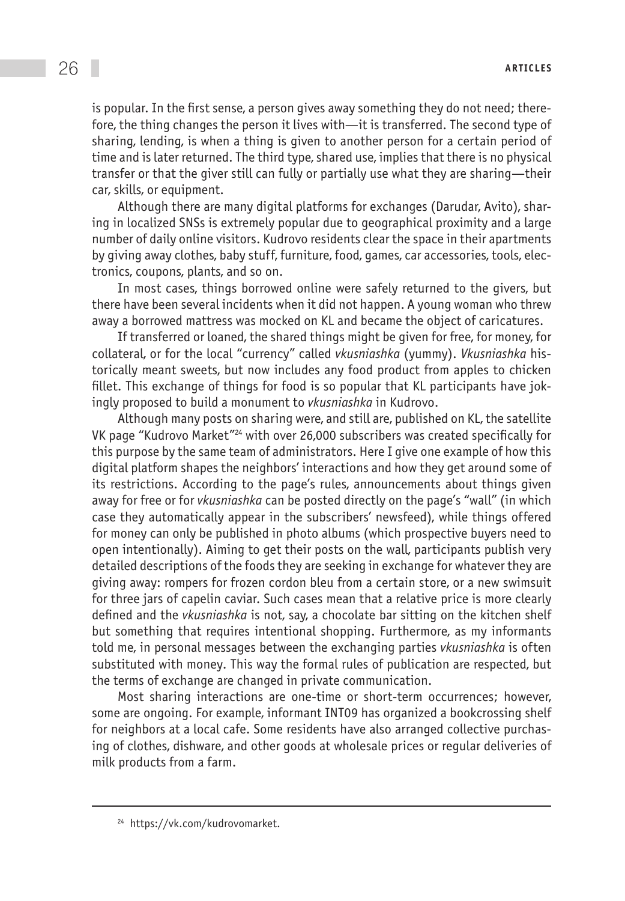is popular. In the first sense, a person gives away something they do not need; therefore, the thing changes the person it lives with—it is transferred. The second type of sharing, lending, is when a thing is given to another person for a certain period of time and is later returned. The third type, shared use, implies that there is no physical transfer or that the giver still can fully or partially use what they are sharing—their car, skills, or equipment.

Although there are many digital platforms for exchanges (Darudar, Avito), sharing in localized SNSs is extremely popular due to geographical proximity and a large number of daily online visitors. Kudrovo residents clear the space in their apartments by giving away clothes, baby stuff, furniture, food, games, car accessories, tools, electronics, coupons, plants, and so on.

In most cases, things borrowed online were safely returned to the givers, but there have been several incidents when it did not happen. A young woman who threw away a borrowed mattress was mocked on KL and became the object of caricatures.

If transferred or loaned, the shared things might be given for free, for money, for collateral, or for the local "currency" called *vkusniashka* (yummy). *Vkusniashka* historically meant sweets, but now includes any food product from apples to chicken fillet. This exchange of things for food is so popular that KL participants have jokingly proposed to build a monument to *vkusniashka* in Kudrovo.

Although many posts on sharing were, and still are, published on KL, the satellite VK page "Kudrovo Market"[24] with over 26,000 subscribers was created specifically for this purpose by the same team of administrators. Here I give one example of how this digital platform shapes the neighbors' interactions and how they get around some of its restrictions. According to the page's rules, announcements about things given away for free or for *vkusniashka* can be posted directly on the page's "wall" (in which case they automatically appear in the subscribers' newsfeed), while things offered for money can only be published in photo albums (which prospective buyers need to open intentionally). Aiming to get their posts on the wall, participants publish very detailed descriptions of the foods they are seeking in exchange for whatever they are giving away: rompers for frozen cordon bleu from a certain store, or a new swimsuit for three jars of capelin caviar. Such cases mean that a relative price is more clearly defined and the *vkusniashka* is not, say, a chocolate bar sitting on the kitchen shelf but something that requires intentional shopping. Furthermore, as my informants told me, in personal messages between the exchanging parties *vkusniashka* is often substituted with money. This way the formal rules of publication are respected, but the terms of exchange are changed in private communication.

Most sharing interactions are one-time or short-term occurrences; however, some are ongoing. For example, informant INT09 has organized a bookcrossing shelf for neighbors at a local cafe. Some residents have also arranged collective purchasing of clothes, dishware, and other goods at wholesale prices or regular deliveries of milk products from a farm.

---

[24] https://vk.com/kudrovomarket.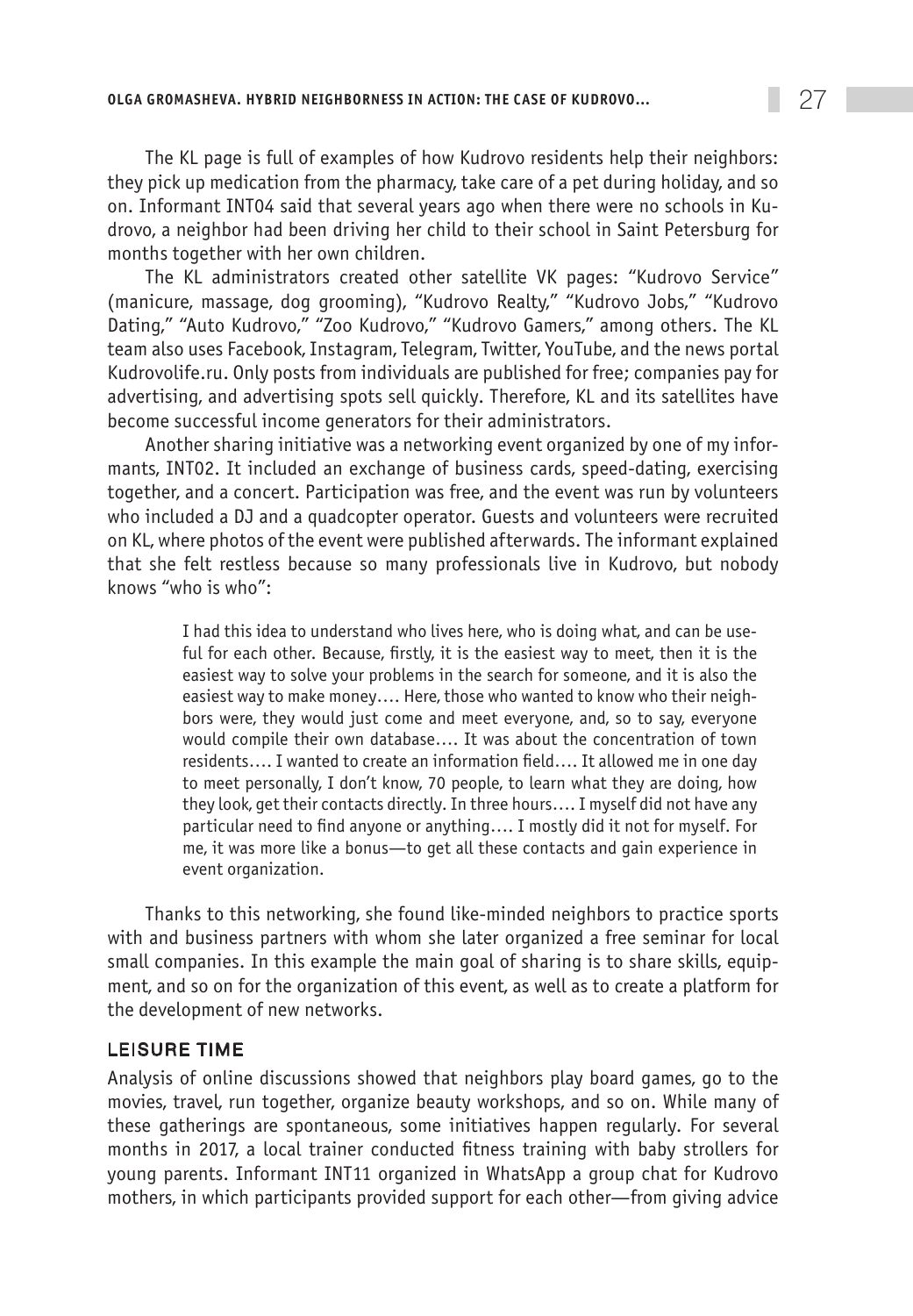The KL page is full of examples of how Kudrovo residents help their neighbors: they pick up medication from the pharmacy, take care of a pet during holiday, and so on. Informant INT04 said that several years ago when there were no schools in Kudrovo, a neighbor had been driving her child to their school in Saint Petersburg for months together with her own children.

The KL administrators created other satellite VK pages: "Kudrovo Service" (manicure, massage, dog grooming), "Kudrovo Realty," "Kudrovo Jobs," "Kudrovo Dating," "Auto Kudrovo," "Zoo Kudrovo," "Kudrovo Gamers," among others. The KL team also uses Facebook, Instagram, Telegram, Twitter, YouTube, and the news portal Kudrovolife.ru. Only posts from individuals are published for free; companies pay for advertising, and advertising spots sell quickly. Therefore, KL and its satellites have become successful income generators for their administrators.

Another sharing initiative was a networking event organized by one of my informants, INT02. It included an exchange of business cards, speed-dating, exercising together, and a concert. Participation was free, and the event was run by volunteers who included a DJ and a quadcopter operator. Guests and volunteers were recruited on KL, where photos of the event were published afterwards. The informant explained that she felt restless because so many professionals live in Kudrovo, but nobody knows "who is who":

> I had this idea to understand who lives here, who is doing what, and can be useful for each other. Because, firstly, it is the easiest way to meet, then it is the easiest way to solve your problems in the search for someone, and it is also the easiest way to make money…. Here, those who wanted to know who their neighbors were, they would just come and meet everyone, and, so to say, everyone would compile their own database…. It was about the concentration of town residents…. I wanted to create an information field…. It allowed me in one day to meet personally, I don't know, 70 people, to learn what they are doing, how they look, get their contacts directly. In three hours…. I myself did not have any particular need to find anyone or anything…. I mostly did it not for myself. For me, it was more like a bonus—to get all these contacts and gain experience in event organization.

Thanks to this networking, she found like-minded neighbors to practice sports with and business partners with whom she later organized a free seminar for local small companies. In this example the main goal of sharing is to share skills, equipment, and so on for the organization of this event, as well as to create a platform for the development of new networks.

## LEISURE TIME

Analysis of online discussions showed that neighbors play board games, go to the movies, travel, run together, organize beauty workshops, and so on. While many of these gatherings are spontaneous, some initiatives happen regularly. For several months in 2017, a local trainer conducted fitness training with baby strollers for young parents. Informant INT11 organized in WhatsApp a group chat for Kudrovo mothers, in which participants provided support for each other—from giving advice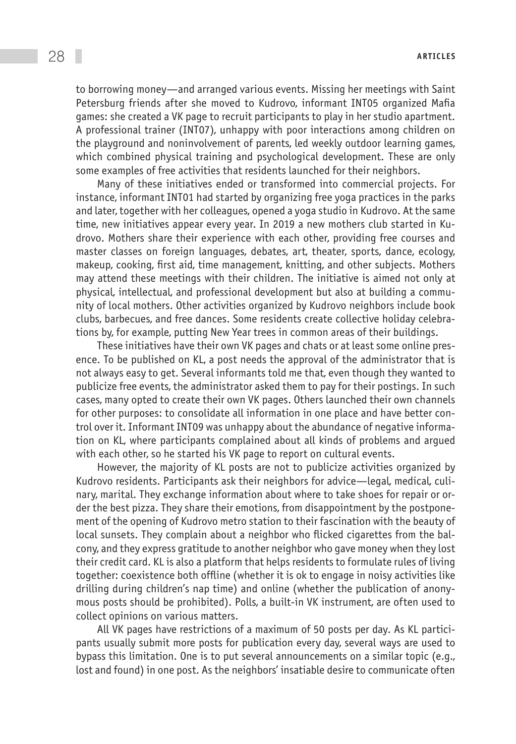to borrowing money—and arranged various events. Missing her meetings with Saint Petersburg friends after she moved to Kudrovo, informant INT05 organized Mafia games: she created a VK page to recruit participants to play in her studio apartment. A professional trainer (INT07), unhappy with poor interactions among children on the playground and noninvolvement of parents, led weekly outdoor learning games, which combined physical training and psychological development. These are only some examples of free activities that residents launched for their neighbors.

Many of these initiatives ended or transformed into commercial projects. For instance, informant INT01 had started by organizing free yoga practices in the parks and later, together with her colleagues, opened a yoga studio in Kudrovo. At the same time, new initiatives appear every year. In 2019 a new mothers club started in Kudrovo. Mothers share their experience with each other, providing free courses and master classes on foreign languages, debates, art, theater, sports, dance, ecology, makeup, cooking, first aid, time management, knitting, and other subjects. Mothers may attend these meetings with their children. The initiative is aimed not only at physical, intellectual, and professional development but also at building a community of local mothers. Other activities organized by Kudrovo neighbors include book clubs, barbecues, and free dances. Some residents create collective holiday celebrations by, for example, putting New Year trees in common areas of their buildings.

These initiatives have their own VK pages and chats or at least some online presence. To be published on KL, a post needs the approval of the administrator that is not always easy to get. Several informants told me that, even though they wanted to publicize free events, the administrator asked them to pay for their postings. In such cases, many opted to create their own VK pages. Others launched their own channels for other purposes: to consolidate all information in one place and have better control over it. Informant INT09 was unhappy about the abundance of negative information on KL, where participants complained about all kinds of problems and argued with each other, so he started his VK page to report on cultural events.

However, the majority of KL posts are not to publicize activities organized by Kudrovo residents. Participants ask their neighbors for advice—legal, medical, culinary, marital. They exchange information about where to take shoes for repair or order the best pizza. They share their emotions, from disappointment by the postponement of the opening of Kudrovo metro station to their fascination with the beauty of local sunsets. They complain about a neighbor who flicked cigarettes from the balcony, and they express gratitude to another neighbor who gave money when they lost their credit card. KL is also a platform that helps residents to formulate rules of living together: coexistence both offline (whether it is ok to engage in noisy activities like drilling during children's nap time) and online (whether the publication of anonymous posts should be prohibited). Polls, a built-in VK instrument, are often used to collect opinions on various matters.

All VK pages have restrictions of a maximum of 50 posts per day. As KL participants usually submit more posts for publication every day, several ways are used to bypass this limitation. One is to put several announcements on a similar topic (e.g., lost and found) in one post. As the neighbors' insatiable desire to communicate often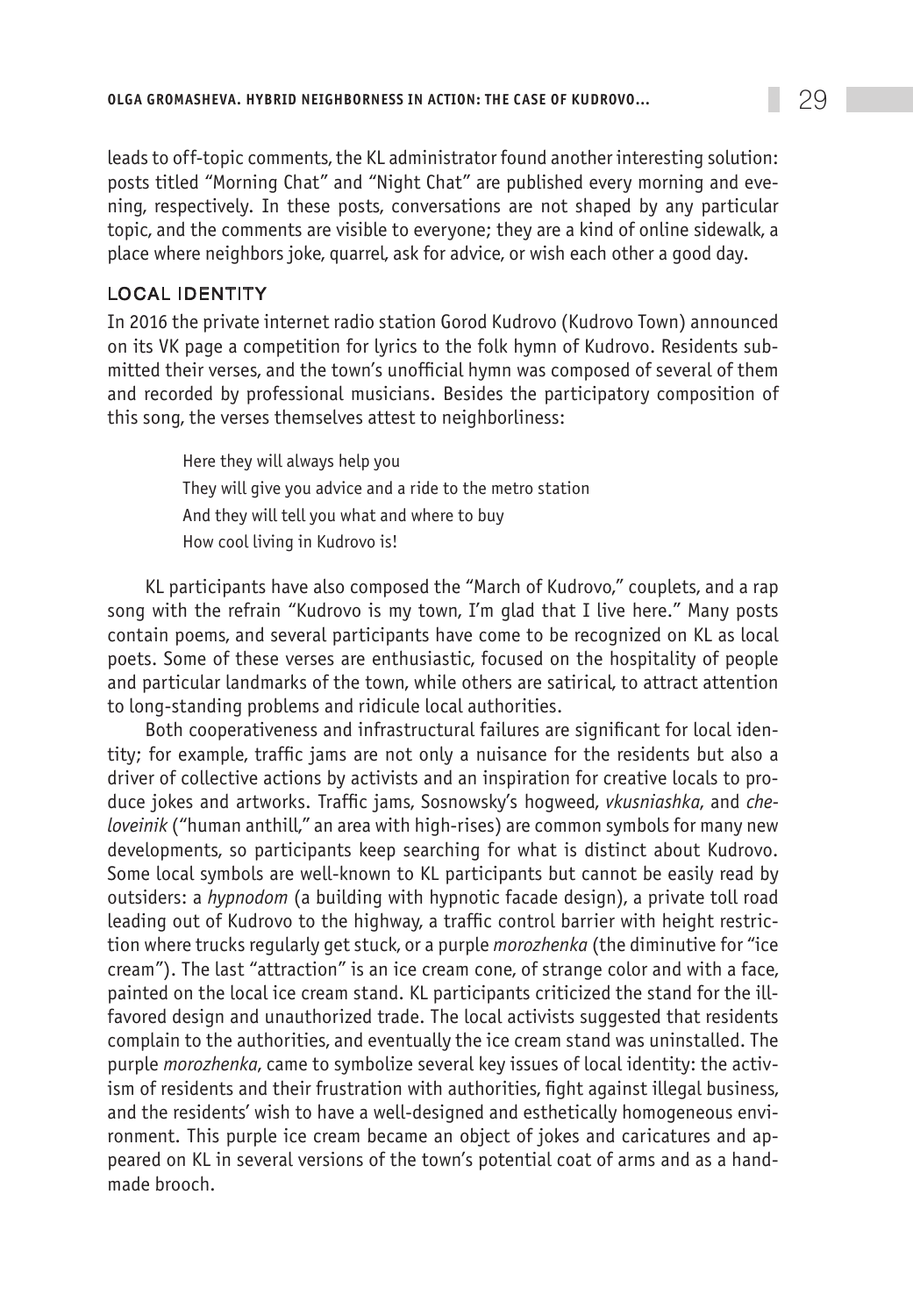leads to off-topic comments, the KL administrator found another interesting solution: posts titled "Morning Chat" and "Night Chat" are published every morning and evening, respectively. In these posts, conversations are not shaped by any particular topic, and the comments are visible to everyone; they are a kind of online sidewalk, a place where neighbors joke, quarrel, ask for advice, or wish each other a good day.

## LOCAL IDENTITY

In 2016 the private internet radio station Gorod Kudrovo (Kudrovo Town) announced on its VK page a competition for lyrics to the folk hymn of Kudrovo. Residents submitted their verses, and the town's unofficial hymn was composed of several of them and recorded by professional musicians. Besides the participatory composition of this song, the verses themselves attest to neighborliness:

> Here they will always help you
> They will give you advice and a ride to the metro station
> And they will tell you what and where to buy
> How cool living in Kudrovo is!

KL participants have also composed the "March of Kudrovo," couplets, and a rap song with the refrain "Kudrovo is my town, I'm glad that I live here." Many posts contain poems, and several participants have come to be recognized on KL as local poets. Some of these verses are enthusiastic, focused on the hospitality of people and particular landmarks of the town, while others are satirical, to attract attention to long-standing problems and ridicule local authorities.

Both cooperativeness and infrastructural failures are significant for local identity; for example, traffic jams are not only a nuisance for the residents but also a driver of collective actions by activists and an inspiration for creative locals to produce jokes and artworks. Traffic jams, Sosnowsky's hogweed, *vkusniashka*, and *cheloveinik* ("human anthill," an area with high-rises) are common symbols for many new developments, so participants keep searching for what is distinct about Kudrovo. Some local symbols are well-known to KL participants but cannot be easily read by outsiders: a *hypnodom* (a building with hypnotic facade design), a private toll road leading out of Kudrovo to the highway, a traffic control barrier with height restriction where trucks regularly get stuck, or a purple *morozhenka* (the diminutive for "ice cream"). The last "attraction" is an ice cream cone, of strange color and with a face, painted on the local ice cream stand. KL participants criticized the stand for the ill-favored design and unauthorized trade. The local activists suggested that residents complain to the authorities, and eventually the ice cream stand was uninstalled. The purple *morozhenka*, came to symbolize several key issues of local identity: the activism of residents and their frustration with authorities, fight against illegal business, and the residents' wish to have a well-designed and esthetically homogeneous environment. This purple ice cream became an object of jokes and caricatures and appeared on KL in several versions of the town's potential coat of arms and as a handmade brooch.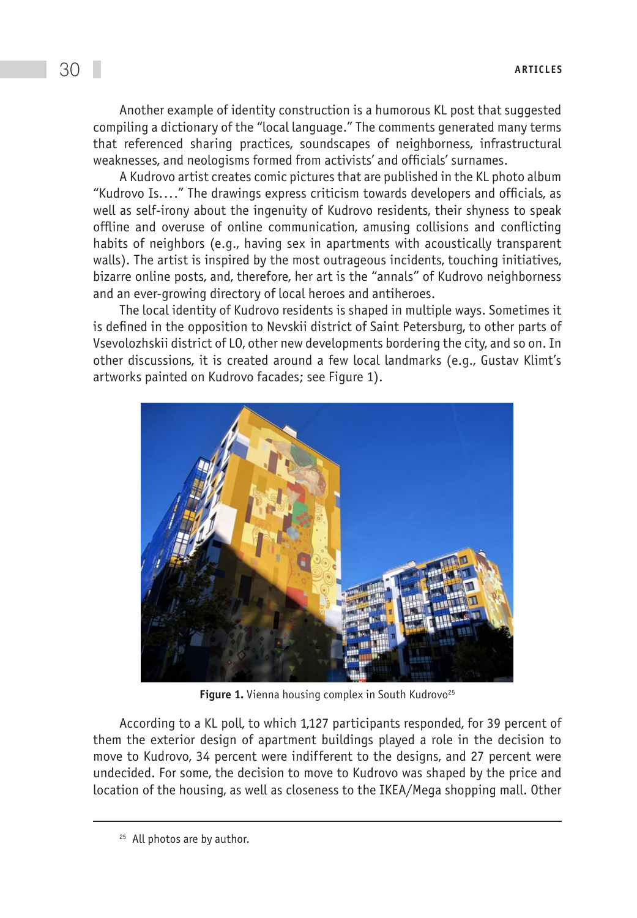Another example of identity construction is a humorous KL post that suggested compiling a dictionary of the "local language." The comments generated many terms that referenced sharing practices, soundscapes of neighborness, infrastructural weaknesses, and neologisms formed from activists' and officials' surnames.

A Kudrovo artist creates comic pictures that are published in the KL photo album "Kudrovo Is…." The drawings express criticism towards developers and officials, as well as self-irony about the ingenuity of Kudrovo residents, their shyness to speak offline and overuse of online communication, amusing collisions and conflicting habits of neighbors (e.g., having sex in apartments with acoustically transparent walls). The artist is inspired by the most outrageous incidents, touching initiatives, bizarre online posts, and, therefore, her art is the "annals" of Kudrovo neighborness and an ever-growing directory of local heroes and antiheroes.

The local identity of Kudrovo residents is shaped in multiple ways. Sometimes it is defined in the opposition to Nevskii district of Saint Petersburg, to other parts of Vsevolozhskii district of LO, other new developments bordering the city, and so on. In other discussions, it is created around a few local landmarks (e.g., Gustav Klimt's artworks painted on Kudrovo facades; see Figure 1).

**Figure 1.** Vienna housing complex in South Kudrovo[25]

According to a KL poll, to which 1,127 participants responded, for 39 percent of them the exterior design of apartment buildings played a role in the decision to move to Kudrovo, 34 percent were indifferent to the designs, and 27 percent were undecided. For some, the decision to move to Kudrovo was shaped by the price and location of the housing, as well as closeness to the IKEA/Mega shopping mall. Other

[25] All photos are by author.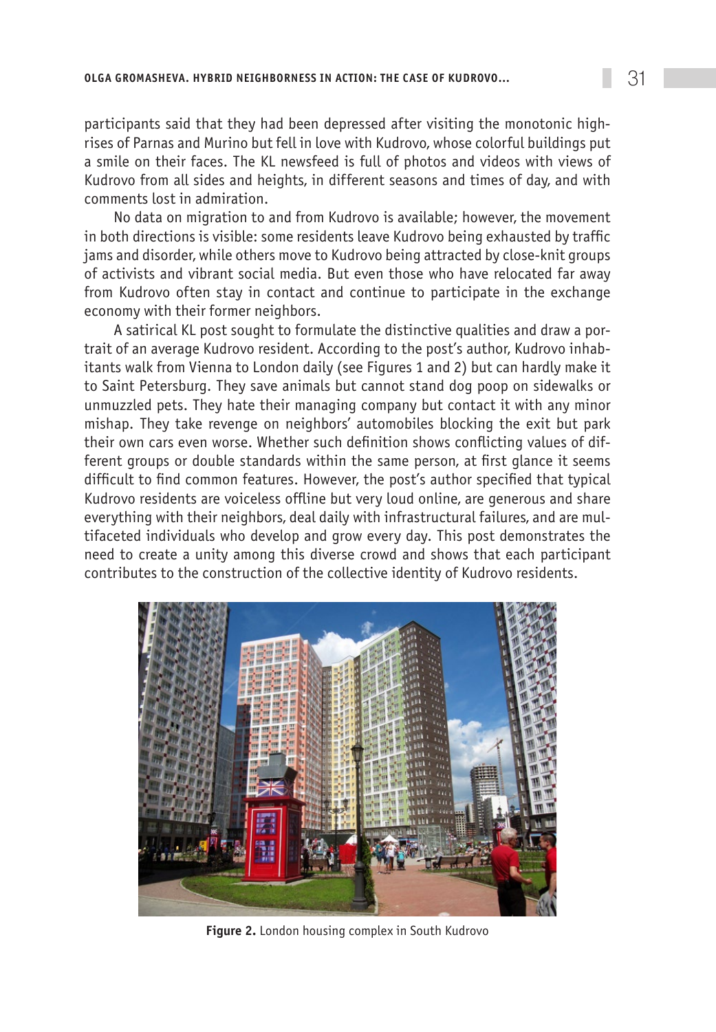participants said that they had been depressed after visiting the monotonic high-rises of Parnas and Murino but fell in love with Kudrovo, whose colorful buildings put a smile on their faces. The KL newsfeed is full of photos and videos with views of Kudrovo from all sides and heights, in different seasons and times of day, and with comments lost in admiration.

No data on migration to and from Kudrovo is available; however, the movement in both directions is visible: some residents leave Kudrovo being exhausted by traffic jams and disorder, while others move to Kudrovo being attracted by close-knit groups of activists and vibrant social media. But even those who have relocated far away from Kudrovo often stay in contact and continue to participate in the exchange economy with their former neighbors.

A satirical KL post sought to formulate the distinctive qualities and draw a portrait of an average Kudrovo resident. According to the post's author, Kudrovo inhabitants walk from Vienna to London daily (see Figures 1 and 2) but can hardly make it to Saint Petersburg. They save animals but cannot stand dog poop on sidewalks or unmuzzled pets. They hate their managing company but contact it with any minor mishap. They take revenge on neighbors' automobiles blocking the exit but park their own cars even worse. Whether such definition shows conflicting values of different groups or double standards within the same person, at first glance it seems difficult to find common features. However, the post's author specified that typical Kudrovo residents are voiceless offline but very loud online, are generous and share everything with their neighbors, deal daily with infrastructural failures, and are multifaceted individuals who develop and grow every day. This post demonstrates the need to create a unity among this diverse crowd and shows that each participant contributes to the construction of the collective identity of Kudrovo residents.

**Figure 2.** London housing complex in South Kudrovo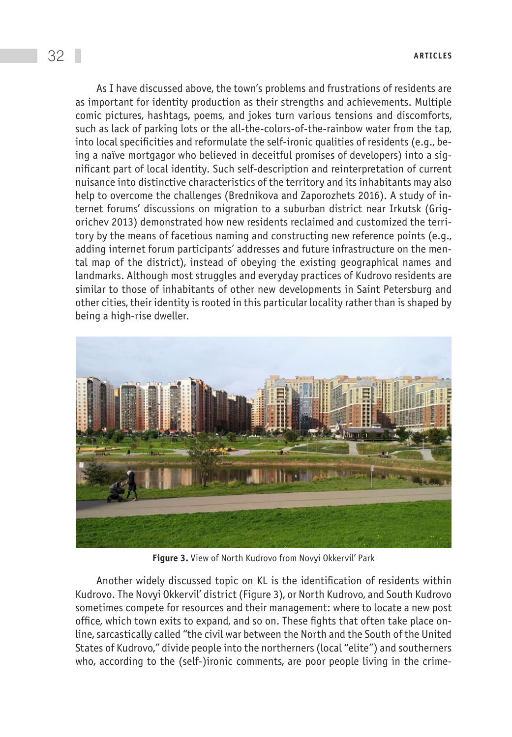As I have discussed above, the town's problems and frustrations of residents are as important for identity production as their strengths and achievements. Multiple comic pictures, hashtags, poems, and jokes turn various tensions and discomforts, such as lack of parking lots or the all-the-colors-of-the-rainbow water from the tap, into local specificities and reformulate the self-ironic qualities of residents (e.g., being a naïve mortgagor who believed in deceitful promises of developers) into a significant part of local identity. Such self-description and reinterpretation of current nuisance into distinctive characteristics of the territory and its inhabitants may also help to overcome the challenges (Brednikova and Zaporozhets 2016). A study of internet forums' discussions on migration to a suburban district near Irkutsk (Grigorichev 2013) demonstrated how new residents reclaimed and customized the territory by the means of facetious naming and constructing new reference points (e.g., adding internet forum participants' addresses and future infrastructure on the mental map of the district), instead of obeying the existing geographical names and landmarks. Although most struggles and everyday practices of Kudrovo residents are similar to those of inhabitants of other new developments in Saint Petersburg and other cities, their identity is rooted in this particular locality rather than is shaped by being a high-rise dweller.

**Figure 3.** View of North Kudrovo from Novyi Okkervil' Park

Another widely discussed topic on KL is the identification of residents within Kudrovo. The Novyi Okkervil' district (Figure 3), or North Kudrovo, and South Kudrovo sometimes compete for resources and their management: where to locate a new post office, which town exits to expand, and so on. These fights that often take place online, sarcastically called "the civil war between the North and the South of the United States of Kudrovo," divide people into the northerners (local "elite") and southerners who, according to the (self-)ironic comments, are poor people living in the crime-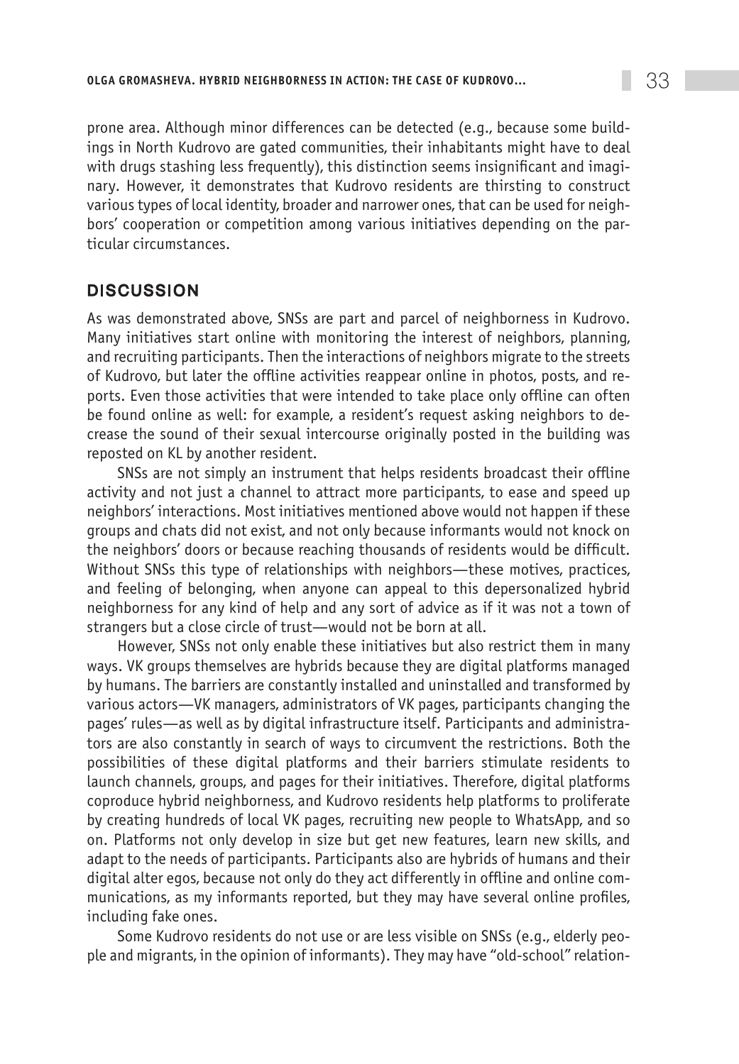prone area. Although minor differences can be detected (e.g., because some buildings in North Kudrovo are gated communities, their inhabitants might have to deal with drugs stashing less frequently), this distinction seems insignificant and imaginary. However, it demonstrates that Kudrovo residents are thirsting to construct various types of local identity, broader and narrower ones, that can be used for neighbors' cooperation or competition among various initiatives depending on the particular circumstances.

## DISCUSSION

As was demonstrated above, SNSs are part and parcel of neighborness in Kudrovo. Many initiatives start online with monitoring the interest of neighbors, planning, and recruiting participants. Then the interactions of neighbors migrate to the streets of Kudrovo, but later the offline activities reappear online in photos, posts, and reports. Even those activities that were intended to take place only offline can often be found online as well: for example, a resident's request asking neighbors to decrease the sound of their sexual intercourse originally posted in the building was reposted on KL by another resident.

SNSs are not simply an instrument that helps residents broadcast their offline activity and not just a channel to attract more participants, to ease and speed up neighbors' interactions. Most initiatives mentioned above would not happen if these groups and chats did not exist, and not only because informants would not knock on the neighbors' doors or because reaching thousands of residents would be difficult. Without SNSs this type of relationships with neighbors—these motives, practices, and feeling of belonging, when anyone can appeal to this depersonalized hybrid neighborness for any kind of help and any sort of advice as if it was not a town of strangers but a close circle of trust—would not be born at all.

However, SNSs not only enable these initiatives but also restrict them in many ways. VK groups themselves are hybrids because they are digital platforms managed by humans. The barriers are constantly installed and uninstalled and transformed by various actors—VK managers, administrators of VK pages, participants changing the pages' rules—as well as by digital infrastructure itself. Participants and administrators are also constantly in search of ways to circumvent the restrictions. Both the possibilities of these digital platforms and their barriers stimulate residents to launch channels, groups, and pages for their initiatives. Therefore, digital platforms coproduce hybrid neighborness, and Kudrovo residents help platforms to proliferate by creating hundreds of local VK pages, recruiting new people to WhatsApp, and so on. Platforms not only develop in size but get new features, learn new skills, and adapt to the needs of participants. Participants also are hybrids of humans and their digital alter egos, because not only do they act differently in offline and online communications, as my informants reported, but they may have several online profiles, including fake ones.

Some Kudrovo residents do not use or are less visible on SNSs (e.g., elderly people and migrants, in the opinion of informants). They may have "old-school" relation-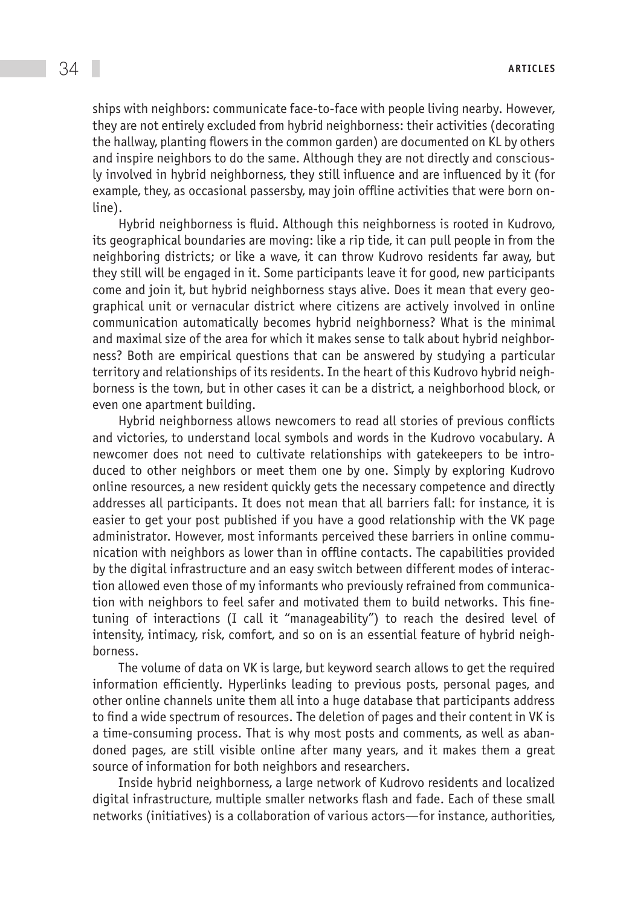ships with neighbors: communicate face-to-face with people living nearby. However, they are not entirely excluded from hybrid neighborness: their activities (decorating the hallway, planting flowers in the common garden) are documented on KL by others and inspire neighbors to do the same. Although they are not directly and consciously involved in hybrid neighborness, they still influence and are influenced by it (for example, they, as occasional passersby, may join offline activities that were born online).

Hybrid neighborness is fluid. Although this neighborness is rooted in Kudrovo, its geographical boundaries are moving: like a rip tide, it can pull people in from the neighboring districts; or like a wave, it can throw Kudrovo residents far away, but they still will be engaged in it. Some participants leave it for good, new participants come and join it, but hybrid neighborness stays alive. Does it mean that every geographical unit or vernacular district where citizens are actively involved in online communication automatically becomes hybrid neighborness? What is the minimal and maximal size of the area for which it makes sense to talk about hybrid neighborness? Both are empirical questions that can be answered by studying a particular territory and relationships of its residents. In the heart of this Kudrovo hybrid neighborness is the town, but in other cases it can be a district, a neighborhood block, or even one apartment building.

Hybrid neighborness allows newcomers to read all stories of previous conflicts and victories, to understand local symbols and words in the Kudrovo vocabulary. A newcomer does not need to cultivate relationships with gatekeepers to be introduced to other neighbors or meet them one by one. Simply by exploring Kudrovo online resources, a new resident quickly gets the necessary competence and directly addresses all participants. It does not mean that all barriers fall: for instance, it is easier to get your post published if you have a good relationship with the VK page administrator. However, most informants perceived these barriers in online communication with neighbors as lower than in offline contacts. The capabilities provided by the digital infrastructure and an easy switch between different modes of interaction allowed even those of my informants who previously refrained from communication with neighbors to feel safer and motivated them to build networks. This fine-tuning of interactions (I call it "manageability") to reach the desired level of intensity, intimacy, risk, comfort, and so on is an essential feature of hybrid neighborness.

The volume of data on VK is large, but keyword search allows to get the required information efficiently. Hyperlinks leading to previous posts, personal pages, and other online channels unite them all into a huge database that participants address to find a wide spectrum of resources. The deletion of pages and their content in VK is a time-consuming process. That is why most posts and comments, as well as abandoned pages, are still visible online after many years, and it makes them a great source of information for both neighbors and researchers.

Inside hybrid neighborness, a large network of Kudrovo residents and localized digital infrastructure, multiple smaller networks flash and fade. Each of these small networks (initiatives) is a collaboration of various actors—for instance, authorities,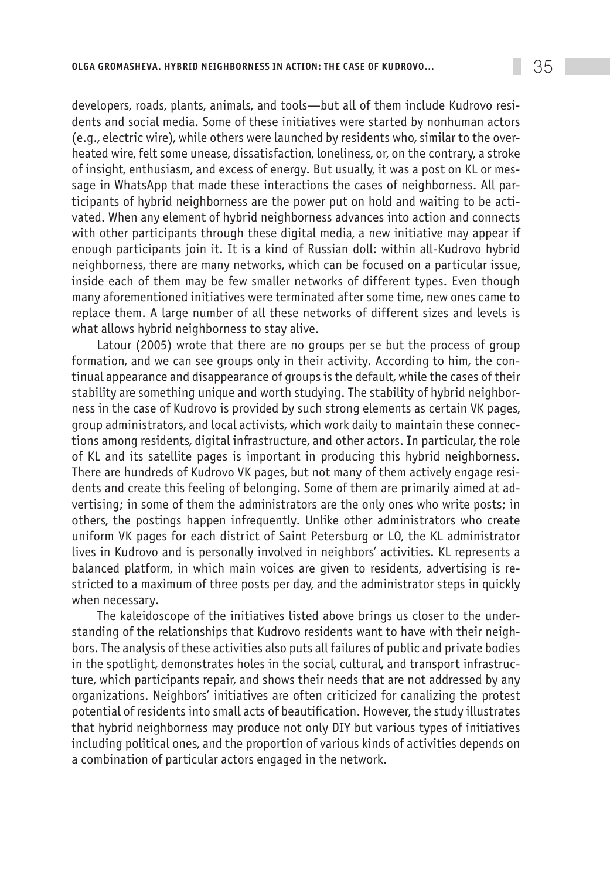developers, roads, plants, animals, and tools—but all of them include Kudrovo residents and social media. Some of these initiatives were started by nonhuman actors (e.g., electric wire), while others were launched by residents who, similar to the overheated wire, felt some unease, dissatisfaction, loneliness, or, on the contrary, a stroke of insight, enthusiasm, and excess of energy. But usually, it was a post on KL or message in WhatsApp that made these interactions the cases of neighborness. All participants of hybrid neighborness are the power put on hold and waiting to be activated. When any element of hybrid neighborness advances into action and connects with other participants through these digital media, a new initiative may appear if enough participants join it. It is a kind of Russian doll: within all-Kudrovo hybrid neighborness, there are many networks, which can be focused on a particular issue, inside each of them may be few smaller networks of different types. Even though many aforementioned initiatives were terminated after some time, new ones came to replace them. A large number of all these networks of different sizes and levels is what allows hybrid neighborness to stay alive.

Latour (2005) wrote that there are no groups per se but the process of group formation, and we can see groups only in their activity. According to him, the continual appearance and disappearance of groups is the default, while the cases of their stability are something unique and worth studying. The stability of hybrid neighborness in the case of Kudrovo is provided by such strong elements as certain VK pages, group administrators, and local activists, which work daily to maintain these connections among residents, digital infrastructure, and other actors. In particular, the role of KL and its satellite pages is important in producing this hybrid neighborness. There are hundreds of Kudrovo VK pages, but not many of them actively engage residents and create this feeling of belonging. Some of them are primarily aimed at advertising; in some of them the administrators are the only ones who write posts; in others, the postings happen infrequently. Unlike other administrators who create uniform VK pages for each district of Saint Petersburg or LO, the KL administrator lives in Kudrovo and is personally involved in neighbors' activities. KL represents a balanced platform, in which main voices are given to residents, advertising is restricted to a maximum of three posts per day, and the administrator steps in quickly when necessary.

The kaleidoscope of the initiatives listed above brings us closer to the understanding of the relationships that Kudrovo residents want to have with their neighbors. The analysis of these activities also puts all failures of public and private bodies in the spotlight, demonstrates holes in the social, cultural, and transport infrastructure, which participants repair, and shows their needs that are not addressed by any organizations. Neighbors' initiatives are often criticized for canalizing the protest potential of residents into small acts of beautification. However, the study illustrates that hybrid neighborness may produce not only DIY but various types of initiatives including political ones, and the proportion of various kinds of activities depends on a combination of particular actors engaged in the network.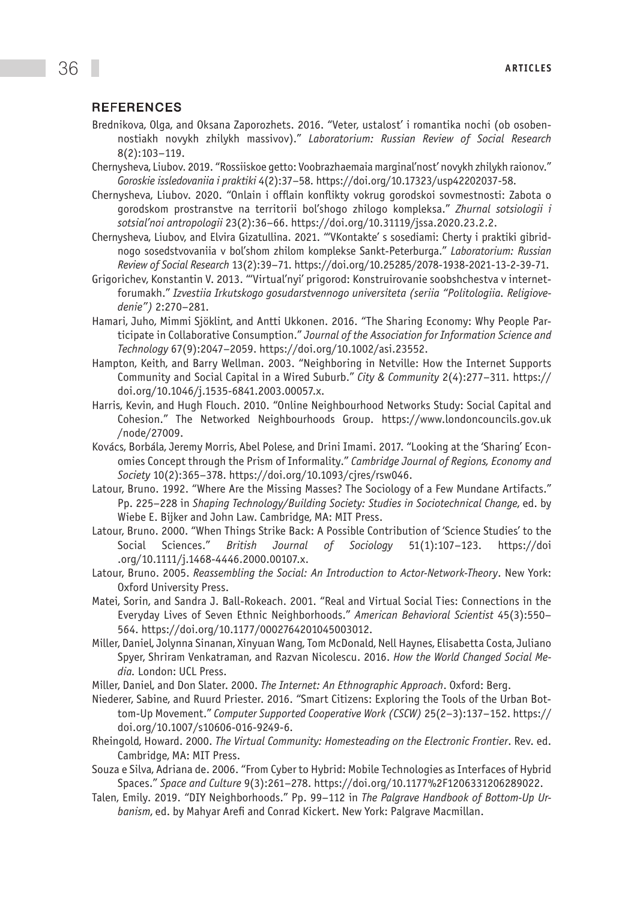## REFERENCES

Brednikova, Olga, and Oksana Zaporozhets. 2016. "Veter, ustalost' i romantika nochi (ob osobennostiakh novykh zhilykh massivov)." *Laboratorium: Russian Review of Social Research* 8(2):103–119.

Chernysheva, Liubov. 2019. "Rossiiskoe getto: Voobrazhaemaia marginal'nost' novykh zhilykh raionov." *Goroskie issledovaniia i praktiki* 4(2):37–58. https://doi.org/10.17323/usp42202037-58.

Chernysheva, Liubov. 2020. "Onlain i offlain konflikty vokrug gorodskoi sovmestnosti: Zabota o gorodskom prostranstve na territorii bol'shogo zhilogo kompleksa." *Zhurnal sotsiologii i sotsial'noi antropologii* 23(2):36–66. https://doi.org/10.31119/jssa.2020.23.2.2.

Chernysheva, Liubov, and Elvira Gizatullina. 2021. "'VKontakte' s sosediami: Cherty i praktiki gibridnogo sosedstvovaniia v bol'shom zhilom komplekse Sankt-Peterburga." *Laboratorium: Russian Review of Social Research* 13(2):39–71. https://doi.org/10.25285/2078-1938-2021-13-2-39-71.

Grigorichev, Konstantin V. 2013. "'Virtual'nyi' prigorod: Konstruirovanie soobshchestva v internet-forumakh." *Izvestiia Irkutskogo gosudarstvennogo universiteta (seriia "Politologiia. Religiovedenie")* 2:270–281.

Hamari, Juho, Mimmi Sjöklint, and Antti Ukkonen. 2016. "The Sharing Economy: Why People Participate in Collaborative Consumption." *Journal of the Association for Information Science and Technology* 67(9):2047–2059. https://doi.org/10.1002/asi.23552.

Hampton, Keith, and Barry Wellman. 2003. "Neighboring in Netville: How the Internet Supports Community and Social Capital in a Wired Suburb." *City & Community* 2(4):277–311. https://doi.org/10.1046/j.1535-6841.2003.00057.x.

Harris, Kevin, and Hugh Flouch. 2010. "Online Neighbourhood Networks Study: Social Capital and Cohesion." The Networked Neighbourhoods Group. https://www.londoncouncils.gov.uk/node/27009.

Kovács, Borbála, Jeremy Morris, Abel Polese, and Drini Imami. 2017. "Looking at the 'Sharing' Economies Concept through the Prism of Informality." *Cambridge Journal of Regions, Economy and Society* 10(2):365–378. https://doi.org/10.1093/cjres/rsw046.

Latour, Bruno. 1992. "Where Are the Missing Masses? The Sociology of a Few Mundane Artifacts." Pp. 225–228 in *Shaping Technology/Building Society: Studies in Sociotechnical Change*, ed. by Wiebe E. Bijker and John Law. Cambridge, MA: MIT Press.

Latour, Bruno. 2000. "When Things Strike Back: A Possible Contribution of 'Science Studies' to the Social Sciences." *British Journal of Sociology* 51(1):107–123. https://doi.org/10.1111/j.1468-4446.2000.00107.x.

Latour, Bruno. 2005. *Reassembling the Social: An Introduction to Actor-Network-Theory*. New York: Oxford University Press.

Matei, Sorin, and Sandra J. Ball-Rokeach. 2001. "Real and Virtual Social Ties: Connections in the Everyday Lives of Seven Ethnic Neighborhoods." *American Behavioral Scientist* 45(3):550–564. https://doi.org/10.1177/0002764201045003012.

Miller, Daniel, Jolynna Sinanan, Xinyuan Wang, Tom McDonald, Nell Haynes, Elisabetta Costa, Juliano Spyer, Shriram Venkatraman, and Razvan Nicolescu. 2016. *How the World Changed Social Media*. London: UCL Press.

Miller, Daniel, and Don Slater. 2000. *The Internet: An Ethnographic Approach*. Oxford: Berg.

Niederer, Sabine, and Ruurd Priester. 2016. "Smart Citizens: Exploring the Tools of the Urban Bottom-Up Movement." *Computer Supported Cooperative Work (CSCW)* 25(2–3):137–152. https://doi.org/10.1007/s10606-016-9249-6.

Rheingold, Howard. 2000. *The Virtual Community: Homesteading on the Electronic Frontier*. Rev. ed. Cambridge, MA: MIT Press.

Souza e Silva, Adriana de. 2006. "From Cyber to Hybrid: Mobile Technologies as Interfaces of Hybrid Spaces." *Space and Culture* 9(3):261–278. https://doi.org/10.1177%2F1206331206289022.

Talen, Emily. 2019. "DIY Neighborhoods." Pp. 99–112 in *The Palgrave Handbook of Bottom-Up Urbanism*, ed. by Mahyar Arefi and Conrad Kickert. New York: Palgrave Macmillan.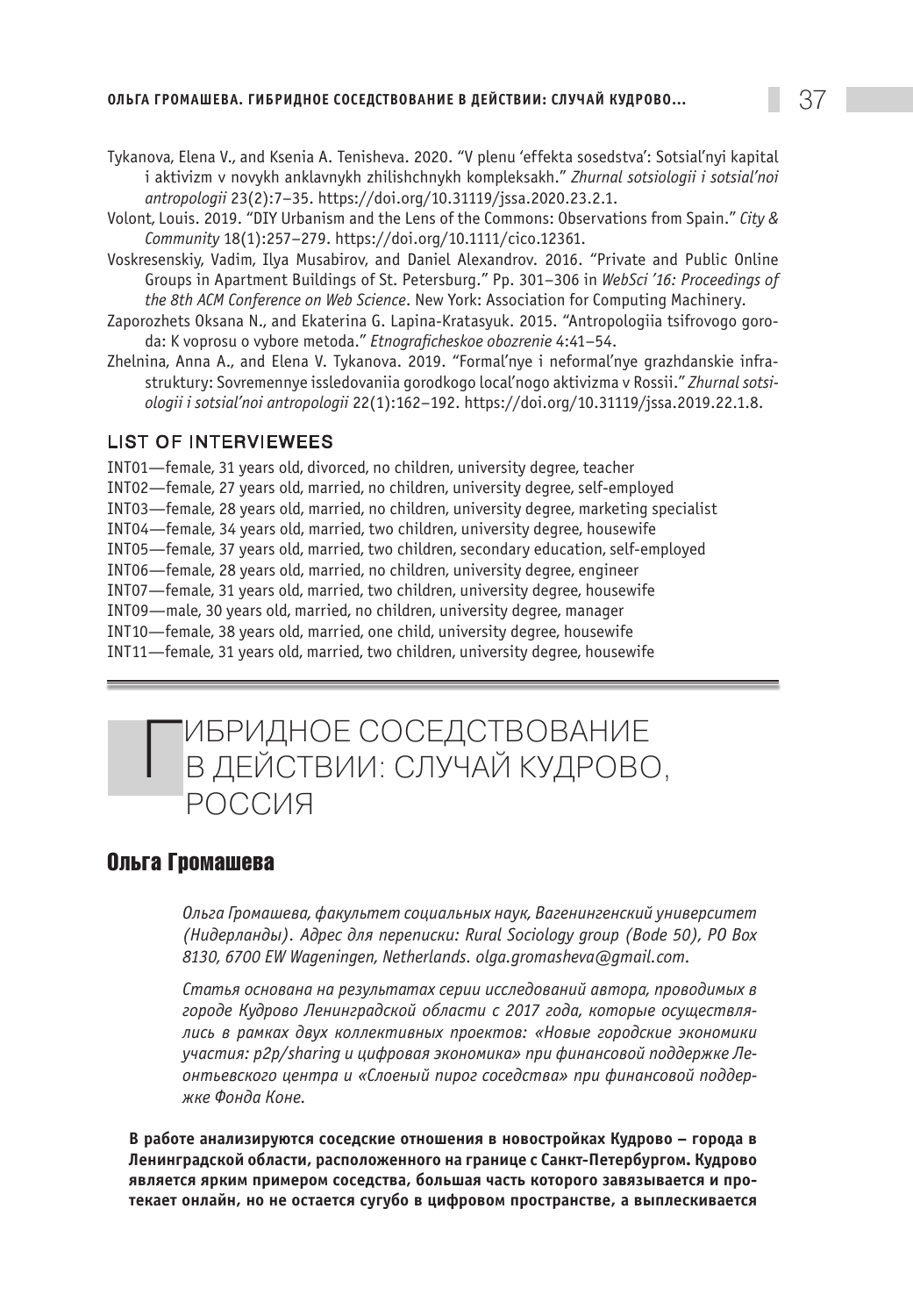Tykanova, Elena V., and Ksenia A. Tenisheva. 2020. "V plenu 'effekta sosedstva': Sotsial'nyi kapital i aktivizm v novykh anklavnykh zhilishchnykh kompleksakh." *Zhurnal sotsiologii i sotsial'noi antropologii* 23(2):7–35. https://doi.org/10.31119/jssa.2020.23.2.1.

Volont, Louis. 2019. "DIY Urbanism and the Lens of the Commons: Observations from Spain." *City & Community* 18(1):257–279. https://doi.org/10.1111/cico.12361.

Voskresenskiy, Vadim, Ilya Musabirov, and Daniel Alexandrov. 2016. "Private and Public Online Groups in Apartment Buildings of St. Petersburg." Pp. 301–306 in *WebSci '16: Proceedings of the 8th ACM Conference on Web Science*. New York: Association for Computing Machinery.

Zaporozhets Oksana N., and Ekaterina G. Lapina-Kratasyuk. 2015. "Antropologiia tsifrovogo goroda: K voprosu o vybore metoda." *Etnograficheskoe obozrenie* 4:41–54.

Zhelnina, Anna A., and Elena V. Tykanova. 2019. "Formal'nye i neformal'nye grazhdanskie infrastruktury: Sovremennye issledovaniia gorodkogo local'nogo aktivizma v Rossii." *Zhurnal sotsiologii i sotsial'noi antropologii* 22(1):162–192. https://doi.org/10.31119/jssa.2019.22.1.8.

## LIST OF INTERVIEWEES

INT01—female, 31 years old, divorced, no children, university degree, teacher
INT02—female, 27 years old, married, no children, university degree, self-employed
INT03—female, 28 years old, married, no children, university degree, marketing specialist
INT04—female, 34 years old, married, two children, university degree, housewife
INT05—female, 37 years old, married, two children, secondary education, self-employed
INT06—female, 28 years old, married, no children, university degree, engineer
INT07—female, 31 years old, married, two children, university degree, housewife
INT09—male, 30 years old, married, no children, university degree, manager
INT10—female, 38 years old, married, one child, university degree, housewife
INT11—female, 31 years old, married, two children, university degree, housewife

# ГИБРИДНОЕ СОСЕДСТВОВАНИЕ В ДЕЙСТВИИ: СЛУЧАЙ КУДРОВО, РОССИЯ

## Ольга Громашева

*Ольга Громашева, факультет социальных наук, Вагенингенский университет (Нидерланды). Адрес для переписки: Rural Sociology group (Bode 50), PO Box 8130, 6700 EW Wageningen, Netherlands. olga.gromasheva@gmail.com.*

*Статья основана на результатах серии исследований автора, проводимых в городе Кудрово Ленинградской области с 2017 года, которые осуществлялись в рамках двух коллективных проектов: «Новые городские экономики участия: p2p/sharing и цифровая экономика» при финансовой поддержке Леонтьевского центра и «Слоеный пирог соседства» при финансовой поддержке Фонда Коне.*

**В работе анализируются соседские отношения в новостройках Кудрово – города в Ленинградской области, расположенного на границе с Санкт-Петербургом. Кудрово является ярким примером соседства, большая часть которого завязывается и протекает онлайн, но не остается сугубо в цифровом пространстве, а выплескивается**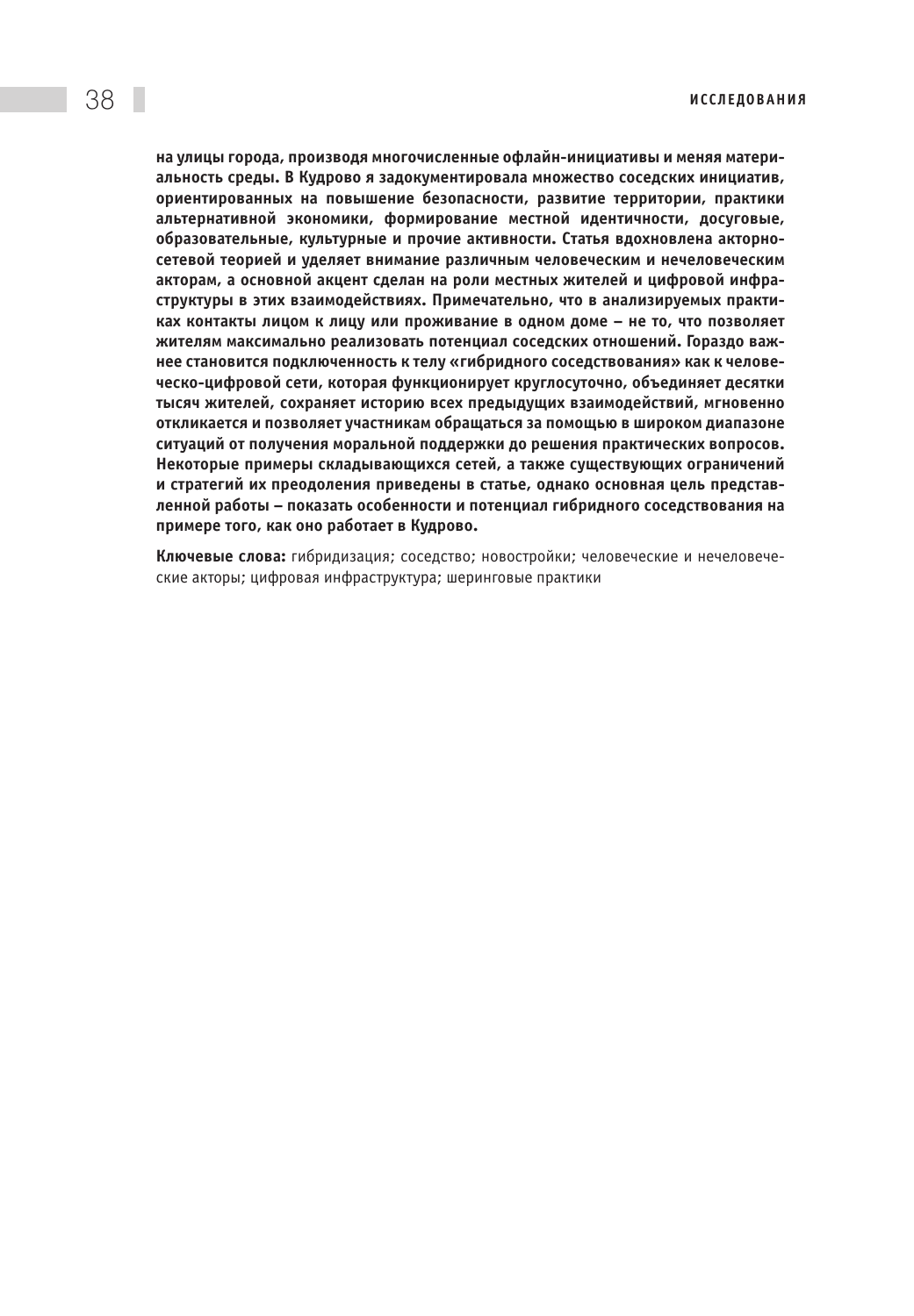**на улицы города, производя многочисленные офлайн-инициативы и меняя материальность среды. В Кудрово я задокументировала множество соседских инициатив, ориентированных на повышение безопасности, развитие территории, практики альтернативной экономики, формирование местной идентичности, досуговые, образовательные, культурные и прочие активности. Статья вдохновлена акторно-сетевой теорией и уделяет внимание различным человеческим и нечеловеческим акторам, а основной акцент сделан на роли местных жителей и цифровой инфраструктуры в этих взаимодействиях. Примечательно, что в анализируемых практиках контакты лицом к лицу или проживание в одном доме – не то, что позволяет жителям максимально реализовать потенциал соседских отношений. Гораздо важнее становится подключенность к телу «гибридного соседствования» как к человеческо-цифровой сети, которая функционирует круглосуточно, объединяет десятки тысяч жителей, сохраняет историю всех предыдущих взаимодействий, мгновенно откликается и позволяет участникам обращаться за помощью в широком диапазоне ситуаций от получения моральной поддержки до решения практических вопросов. Некоторые примеры складывающихся сетей, а также существующих ограничений и стратегий их преодоления приведены в статье, однако основная цель представленной работы – показать особенности и потенциал гибридного соседствования на примере того, как оно работает в Кудрово.**

**Ключевые слова:** гибридизация; соседство; новостройки; человеческие и нечеловеческие акторы; цифровая инфраструктура; шеринговые практики